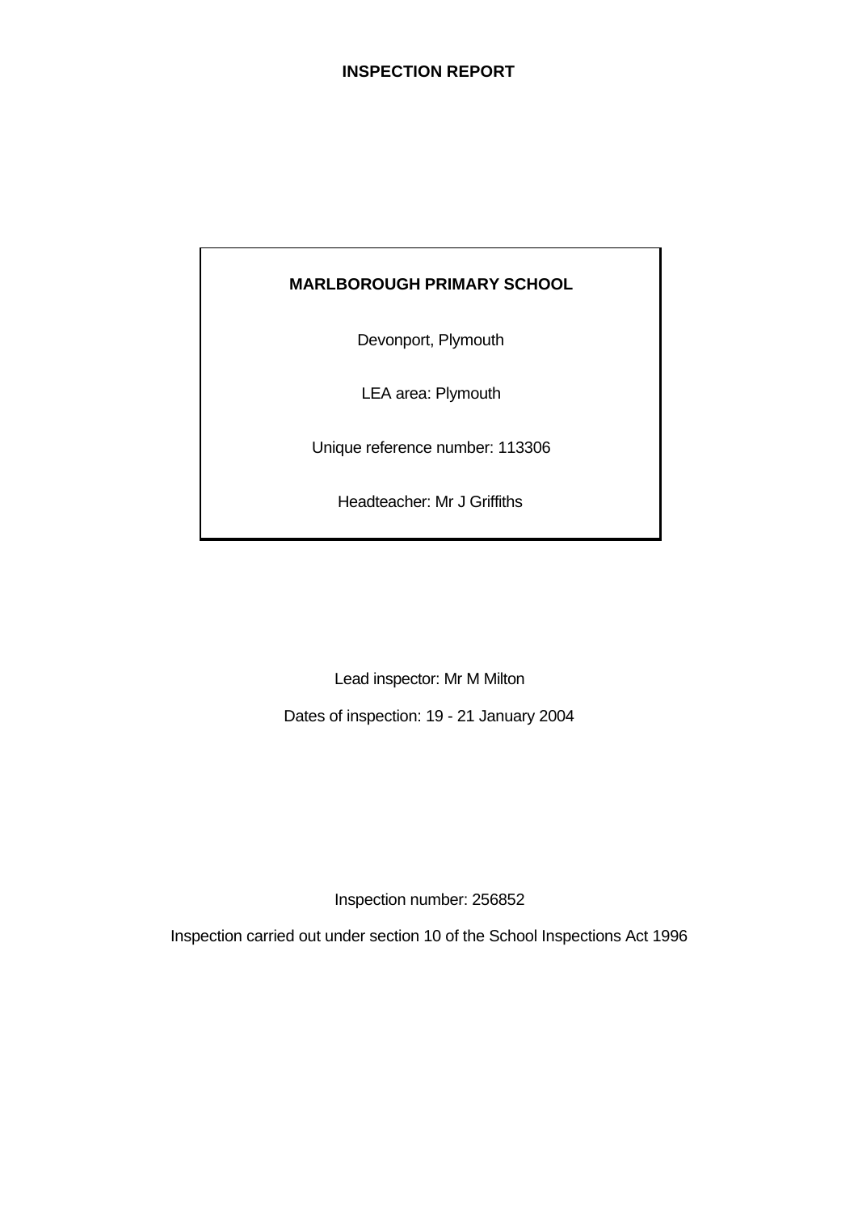# INSPECTION REPORT

**MARLBOROUGH PRIMARY SCHOOL**

Devonport, Plymouth

LEA area: Plymouth

Unique reference number: 113306

Headteacher: Mr J Griffiths

Lead inspector: Mr M Milton

Dates of inspection: 19 - 21 January 2004

Inspection number: 256852

Inspection carried out under section 10 of the School Inspections Act 1996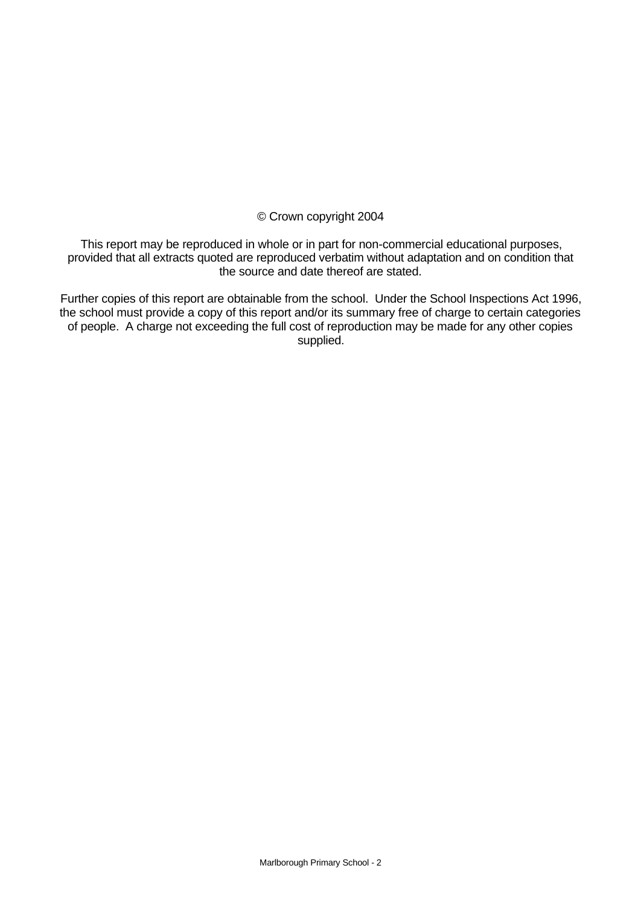© Crown copyright 2004

This report may be reproduced in whole or in part for non-commercial educational purposes, provided that all extracts quoted are reproduced verbatim without adaptation and on condition that the source and date thereof are stated.

Further copies of this report are obtainable from the school. Under the School Inspections Act 1996, the school must provide a copy of this report and/or its summary free of charge to certain categories of people. A charge not exceeding the full cost of reproduction may be made for any other copies supplied.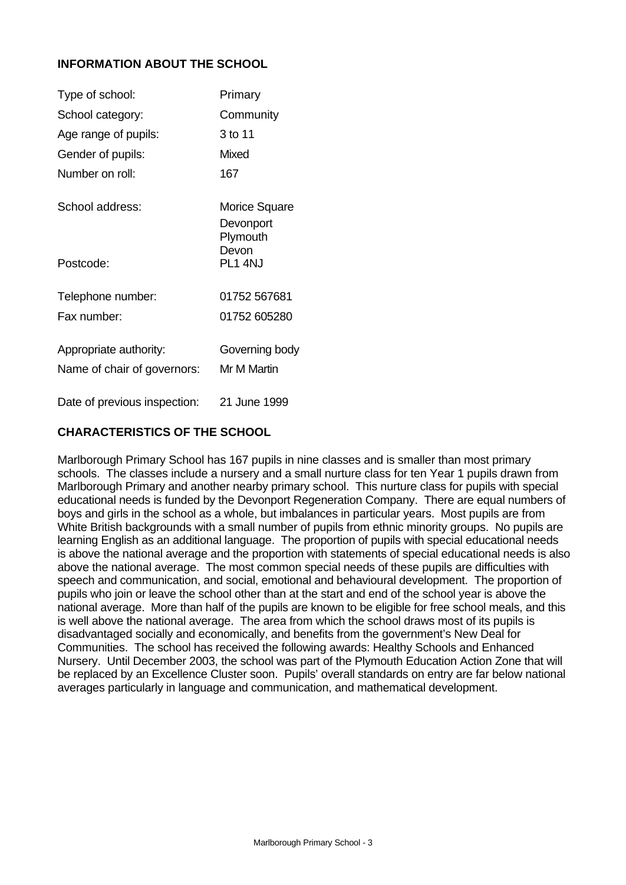## INFORMATION ABOUT THE SCHOOL

| | |
|---|---|
| Type of school: | Primary |
| School category: | Community |
| Age range of pupils: | 3 to 11 |
| Gender of pupils: | Mixed |
| Number on roll: | 167 |
| School address: | Morice Square<br>Devonport<br>Plymouth<br>Devon |
| Postcode: | PL1 4NJ |
| Telephone number: | 01752 567681 |
| Fax number: | 01752 605280 |
| Appropriate authority: | Governing body |
| Name of chair of governors: | Mr M Martin |
| Date of previous inspection: | 21 June 1999 |

## CHARACTERISTICS OF THE SCHOOL

Marlborough Primary School has 167 pupils in nine classes and is smaller than most primary schools. The classes include a nursery and a small nurture class for ten Year 1 pupils drawn from Marlborough Primary and another nearby primary school. This nurture class for pupils with special educational needs is funded by the Devonport Regeneration Company. There are equal numbers of boys and girls in the school as a whole, but imbalances in particular years. Most pupils are from White British backgrounds with a small number of pupils from ethnic minority groups. No pupils are learning English as an additional language. The proportion of pupils with special educational needs is above the national average and the proportion with statements of special educational needs is also above the national average. The most common special needs of these pupils are difficulties with speech and communication, and social, emotional and behavioural development. The proportion of pupils who join or leave the school other than at the start and end of the school year is above the national average. More than half of the pupils are known to be eligible for free school meals, and this is well above the national average. The area from which the school draws most of its pupils is disadvantaged socially and economically, and benefits from the government's New Deal for Communities. The school has received the following awards: Healthy Schools and Enhanced Nursery. Until December 2003, the school was part of the Plymouth Education Action Zone that will be replaced by an Excellence Cluster soon. Pupils' overall standards on entry are far below national averages particularly in language and communication, and mathematical development.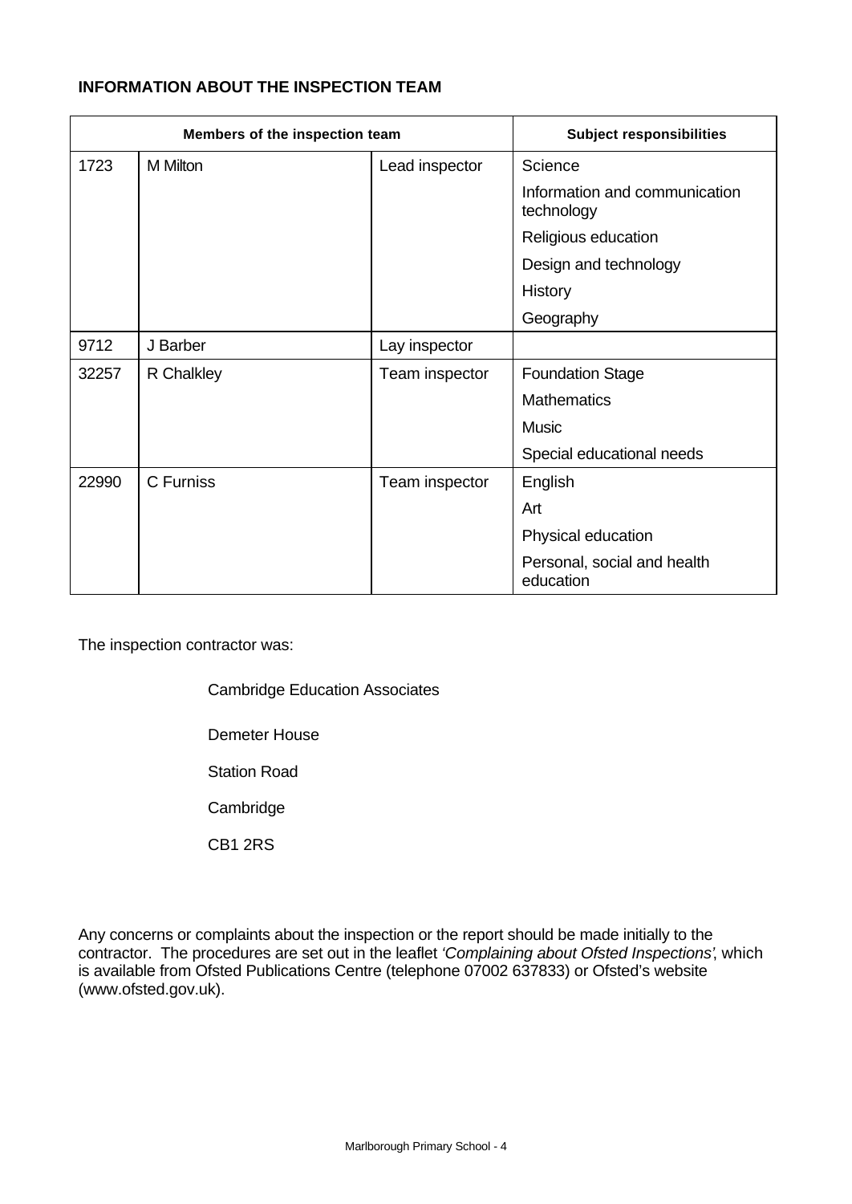## INFORMATION ABOUT THE INSPECTION TEAM

| Members of the inspection team | | | Subject responsibilities |
|---|---|---|---|
| 1723 | M Milton | Lead inspector | Science |
| | | | Information and communication technology |
| | | | Religious education |
| | | | Design and technology |
| | | | History |
| | | | Geography |
| 9712 | J Barber | Lay inspector | |
| 32257 | R Chalkley | Team inspector | Foundation Stage |
| | | | Mathematics |
| | | | Music |
| | | | Special educational needs |
| 22990 | C Furniss | Team inspector | English |
| | | | Art |
| | | | Physical education |
| | | | Personal, social and health education |

The inspection contractor was:

Cambridge Education Associates

Demeter House

Station Road

Cambridge

CB1 2RS

Any concerns or complaints about the inspection or the report should be made initially to the contractor. The procedures are set out in the leaflet *'Complaining about Ofsted Inspections'*, which is available from Ofsted Publications Centre (telephone 07002 637833) or Ofsted's website (www.ofsted.gov.uk).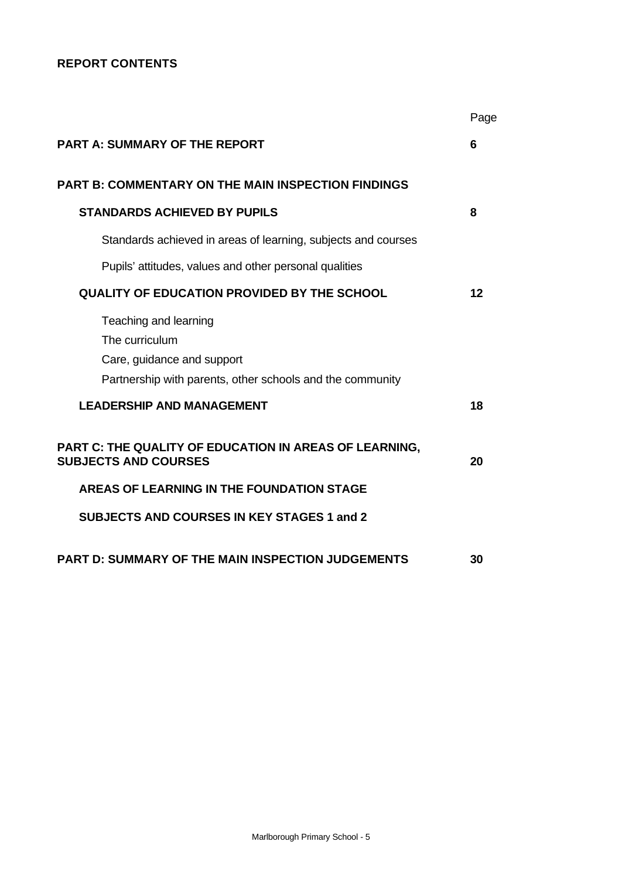**REPORT CONTENTS**

| | Page |
|---|---|
| **PART A: SUMMARY OF THE REPORT** | **6** |
| **PART B: COMMENTARY ON THE MAIN INSPECTION FINDINGS** | |
| **STANDARDS ACHIEVED BY PUPILS** | **8** |
| Standards achieved in areas of learning, subjects and courses | |
| Pupils' attitudes, values and other personal qualities | |
| **QUALITY OF EDUCATION PROVIDED BY THE SCHOOL** | **12** |
| Teaching and learning | |
| The curriculum | |
| Care, guidance and support | |
| Partnership with parents, other schools and the community | |
| **LEADERSHIP AND MANAGEMENT** | **18** |
| **PART C: THE QUALITY OF EDUCATION IN AREAS OF LEARNING, SUBJECTS AND COURSES** | **20** |
| **AREAS OF LEARNING IN THE FOUNDATION STAGE** | |
| **SUBJECTS AND COURSES IN KEY STAGES 1 and 2** | |
| **PART D: SUMMARY OF THE MAIN INSPECTION JUDGEMENTS** | **30** |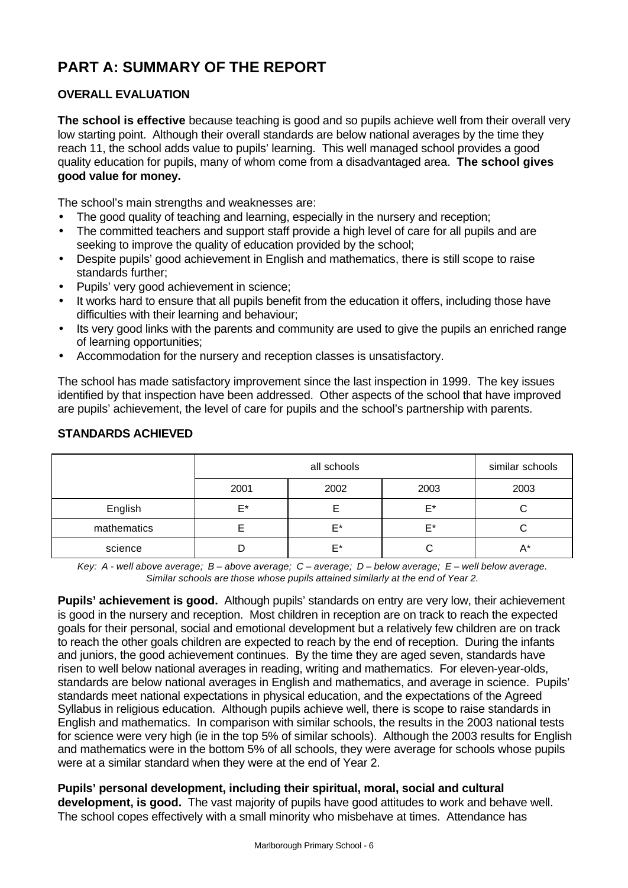# PART A: SUMMARY OF THE REPORT

## OVERALL EVALUATION

**The school is effective** because teaching is good and so pupils achieve well from their overall very low starting point. Although their overall standards are below national averages by the time they reach 11, the school adds value to pupils' learning. This well managed school provides a good quality education for pupils, many of whom come from a disadvantaged area. **The school gives good value for money.**

The school's main strengths and weaknesses are:

- The good quality of teaching and learning, especially in the nursery and reception;
- The committed teachers and support staff provide a high level of care for all pupils and are seeking to improve the quality of education provided by the school;
- Despite pupils' good achievement in English and mathematics, there is still scope to raise standards further;
- Pupils' very good achievement in science;
- It works hard to ensure that all pupils benefit from the education it offers, including those have difficulties with their learning and behaviour;
- Its very good links with the parents and community are used to give the pupils an enriched range of learning opportunities;
- Accommodation for the nursery and reception classes is unsatisfactory.

The school has made satisfactory improvement since the last inspection in 1999. The key issues identified by that inspection have been addressed. Other aspects of the school that have improved are pupils' achievement, the level of care for pupils and the school's partnership with parents.

## STANDARDS ACHIEVED

| | all schools | | | similar schools |
|---|---|---|---|---|
| | 2001 | 2002 | 2003 | 2003 |
| English | E* | E | E* | C |
| mathematics | E | E* | E* | C |
| science | D | E* | C | A* |

*Key: A - well above average; B – above average; C – average; D – below average; E – well below average. Similar schools are those whose pupils attained similarly at the end of Year 2.*

**Pupils' achievement is good.** Although pupils' standards on entry are very low, their achievement is good in the nursery and reception. Most children in reception are on track to reach the expected goals for their personal, social and emotional development but a relatively few children are on track to reach the other goals children are expected to reach by the end of reception. During the infants and juniors, the good achievement continues. By the time they are aged seven, standards have risen to well below national averages in reading, writing and mathematics. For eleven-year-olds, standards are below national averages in English and mathematics, and average in science. Pupils' standards meet national expectations in physical education, and the expectations of the Agreed Syllabus in religious education. Although pupils achieve well, there is scope to raise standards in English and mathematics. In comparison with similar schools, the results in the 2003 national tests for science were very high (ie in the top 5% of similar schools). Although the 2003 results for English and mathematics were in the bottom 5% of all schools, they were average for schools whose pupils were at a similar standard when they were at the end of Year 2.

**Pupils' personal development, including their spiritual, moral, social and cultural development, is good.** The vast majority of pupils have good attitudes to work and behave well. The school copes effectively with a small minority who misbehave at times. Attendance has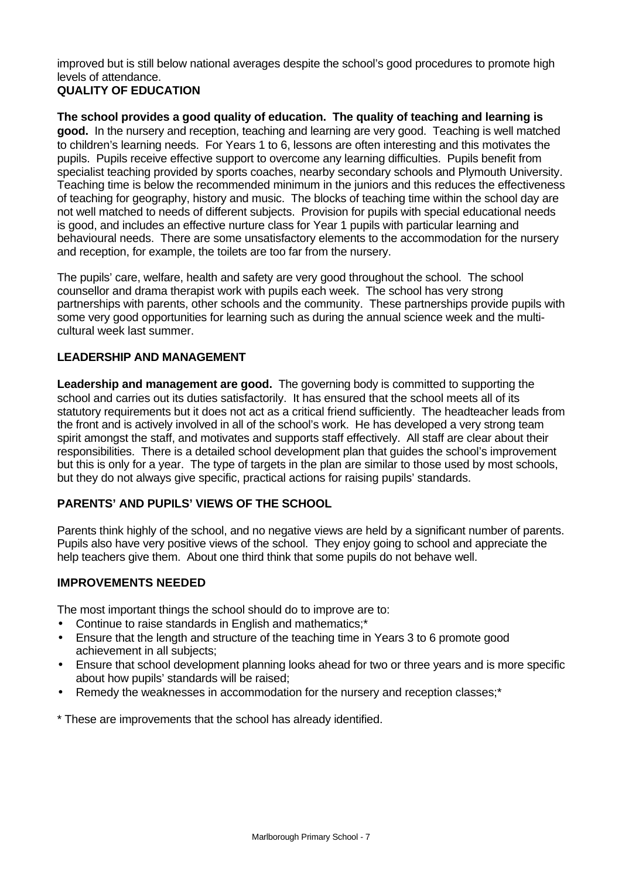improved but is still below national averages despite the school's good procedures to promote high levels of attendance.

## QUALITY OF EDUCATION

**The school provides a good quality of education. The quality of teaching and learning is good.** In the nursery and reception, teaching and learning are very good. Teaching is well matched to children's learning needs. For Years 1 to 6, lessons are often interesting and this motivates the pupils. Pupils receive effective support to overcome any learning difficulties. Pupils benefit from specialist teaching provided by sports coaches, nearby secondary schools and Plymouth University. Teaching time is below the recommended minimum in the juniors and this reduces the effectiveness of teaching for geography, history and music. The blocks of teaching time within the school day are not well matched to needs of different subjects. Provision for pupils with special educational needs is good, and includes an effective nurture class for Year 1 pupils with particular learning and behavioural needs. There are some unsatisfactory elements to the accommodation for the nursery and reception, for example, the toilets are too far from the nursery.

The pupils' care, welfare, health and safety are very good throughout the school. The school counsellor and drama therapist work with pupils each week. The school has very strong partnerships with parents, other schools and the community. These partnerships provide pupils with some very good opportunities for learning such as during the annual science week and the multi-cultural week last summer.

## LEADERSHIP AND MANAGEMENT

**Leadership and management are good.** The governing body is committed to supporting the school and carries out its duties satisfactorily. It has ensured that the school meets all of its statutory requirements but it does not act as a critical friend sufficiently. The headteacher leads from the front and is actively involved in all of the school's work. He has developed a very strong team spirit amongst the staff, and motivates and supports staff effectively. All staff are clear about their responsibilities. There is a detailed school development plan that guides the school's improvement but this is only for a year. The type of targets in the plan are similar to those used by most schools, but they do not always give specific, practical actions for raising pupils' standards.

## PARENTS' AND PUPILS' VIEWS OF THE SCHOOL

Parents think highly of the school, and no negative views are held by a significant number of parents. Pupils also have very positive views of the school. They enjoy going to school and appreciate the help teachers give them. About one third think that some pupils do not behave well.

## IMPROVEMENTS NEEDED

The most important things the school should do to improve are to:

- Continue to raise standards in English and mathematics;*
- Ensure that the length and structure of the teaching time in Years 3 to 6 promote good achievement in all subjects;
- Ensure that school development planning looks ahead for two or three years and is more specific about how pupils' standards will be raised;
- Remedy the weaknesses in accommodation for the nursery and reception classes;*

* These are improvements that the school has already identified.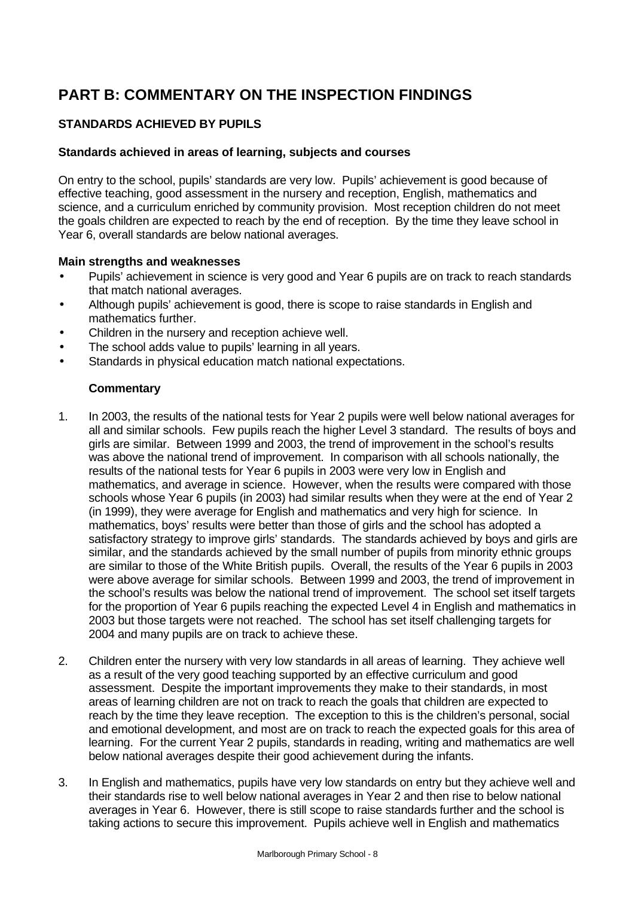# PART B: COMMENTARY ON THE INSPECTION FINDINGS

## STANDARDS ACHIEVED BY PUPILS

### Standards achieved in areas of learning, subjects and courses

On entry to the school, pupils' standards are very low. Pupils' achievement is good because of effective teaching, good assessment in the nursery and reception, English, mathematics and science, and a curriculum enriched by community provision. Most reception children do not meet the goals children are expected to reach by the end of reception. By the time they leave school in Year 6, overall standards are below national averages.

**Main strengths and weaknesses**

- Pupils' achievement in science is very good and Year 6 pupils are on track to reach standards that match national averages.
- Although pupils' achievement is good, there is scope to raise standards in English and mathematics further.
- Children in the nursery and reception achieve well.
- The school adds value to pupils' learning in all years.
- Standards in physical education match national expectations.

**Commentary**

1. In 2003, the results of the national tests for Year 2 pupils were well below national averages for all and similar schools. Few pupils reach the higher Level 3 standard. The results of boys and girls are similar. Between 1999 and 2003, the trend of improvement in the school's results was above the national trend of improvement. In comparison with all schools nationally, the results of the national tests for Year 6 pupils in 2003 were very low in English and mathematics, and average in science. However, when the results were compared with those schools whose Year 6 pupils (in 2003) had similar results when they were at the end of Year 2 (in 1999), they were average for English and mathematics and very high for science. In mathematics, boys' results were better than those of girls and the school has adopted a satisfactory strategy to improve girls' standards. The standards achieved by boys and girls are similar, and the standards achieved by the small number of pupils from minority ethnic groups are similar to those of the White British pupils. Overall, the results of the Year 6 pupils in 2003 were above average for similar schools. Between 1999 and 2003, the trend of improvement in the school's results was below the national trend of improvement. The school set itself targets for the proportion of Year 6 pupils reaching the expected Level 4 in English and mathematics in 2003 but those targets were not reached. The school has set itself challenging targets for 2004 and many pupils are on track to achieve these.

2. Children enter the nursery with very low standards in all areas of learning. They achieve well as a result of the very good teaching supported by an effective curriculum and good assessment. Despite the important improvements they make to their standards, in most areas of learning children are not on track to reach the goals that children are expected to reach by the time they leave reception. The exception to this is the children's personal, social and emotional development, and most are on track to reach the expected goals for this area of learning. For the current Year 2 pupils, standards in reading, writing and mathematics are well below national averages despite their good achievement during the infants.

3. In English and mathematics, pupils have very low standards on entry but they achieve well and their standards rise to well below national averages in Year 2 and then rise to below national averages in Year 6. However, there is still scope to raise standards further and the school is taking actions to secure this improvement. Pupils achieve well in English and mathematics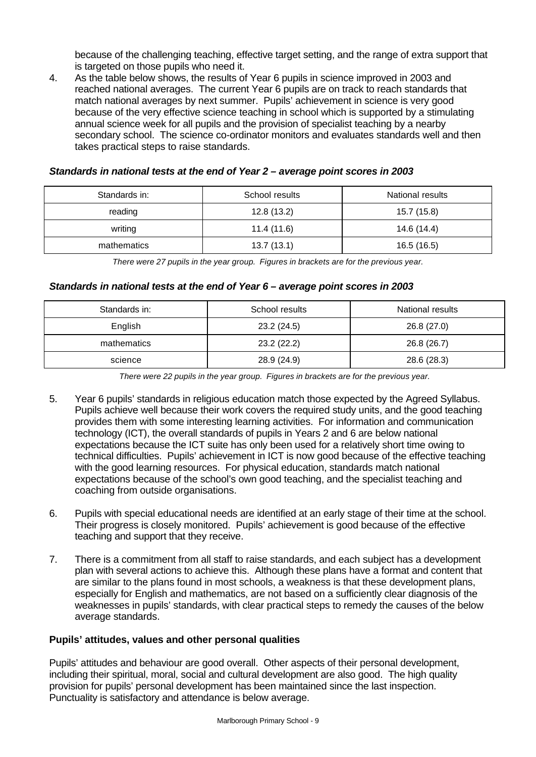because of the challenging teaching, effective target setting, and the range of extra support that is targeted on those pupils who need it.

4. As the table below shows, the results of Year 6 pupils in science improved in 2003 and reached national averages. The current Year 6 pupils are on track to reach standards that match national averages by next summer. Pupils' achievement in science is very good because of the very effective science teaching in school which is supported by a stimulating annual science week for all pupils and the provision of specialist teaching by a nearby secondary school. The science co-ordinator monitors and evaluates standards well and then takes practical steps to raise standards.

***Standards in national tests at the end of Year 2 – average point scores in 2003***

| Standards in: | School results | National results |
|---|---|---|
| reading | 12.8 (13.2) | 15.7 (15.8) |
| writing | 11.4 (11.6) | 14.6 (14.4) |
| mathematics | 13.7 (13.1) | 16.5 (16.5) |

*There were 27 pupils in the year group. Figures in brackets are for the previous year.*

***Standards in national tests at the end of Year 6 – average point scores in 2003***

| Standards in: | School results | National results |
|---|---|---|
| English | 23.2 (24.5) | 26.8 (27.0) |
| mathematics | 23.2 (22.2) | 26.8 (26.7) |
| science | 28.9 (24.9) | 28.6 (28.3) |

*There were 22 pupils in the year group. Figures in brackets are for the previous year.*

5. Year 6 pupils' standards in religious education match those expected by the Agreed Syllabus. Pupils achieve well because their work covers the required study units, and the good teaching provides them with some interesting learning activities. For information and communication technology (ICT), the overall standards of pupils in Years 2 and 6 are below national expectations because the ICT suite has only been used for a relatively short time owing to technical difficulties. Pupils' achievement in ICT is now good because of the effective teaching with the good learning resources. For physical education, standards match national expectations because of the school's own good teaching, and the specialist teaching and coaching from outside organisations.

6. Pupils with special educational needs are identified at an early stage of their time at the school. Their progress is closely monitored. Pupils' achievement is good because of the effective teaching and support that they receive.

7. There is a commitment from all staff to raise standards, and each subject has a development plan with several actions to achieve this. Although these plans have a format and content that are similar to the plans found in most schools, a weakness is that these development plans, especially for English and mathematics, are not based on a sufficiently clear diagnosis of the weaknesses in pupils' standards, with clear practical steps to remedy the causes of the below average standards.

**Pupils' attitudes, values and other personal qualities**

Pupils' attitudes and behaviour are good overall. Other aspects of their personal development, including their spiritual, moral, social and cultural development are also good. The high quality provision for pupils' personal development has been maintained since the last inspection. Punctuality is satisfactory and attendance is below average.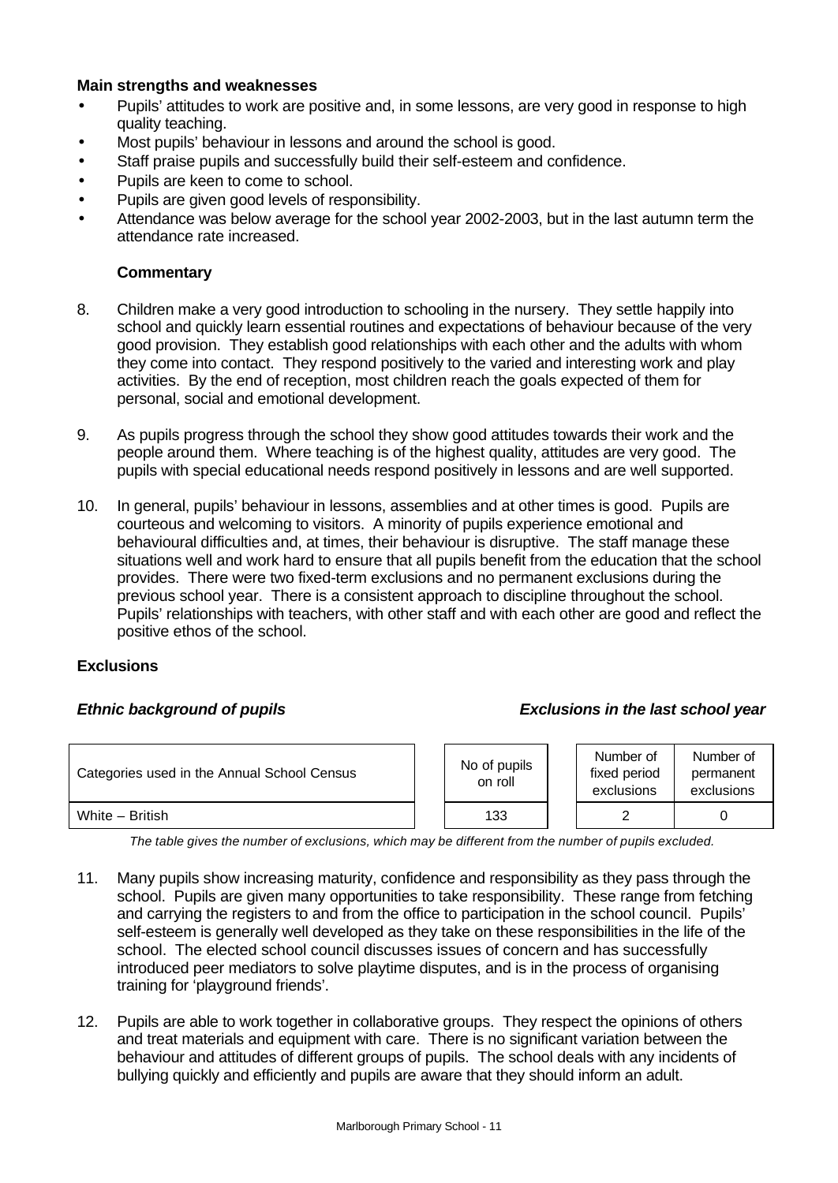**Main strengths and weaknesses**

- Pupils' attitudes to work are positive and, in some lessons, are very good in response to high quality teaching.
- Most pupils' behaviour in lessons and around the school is good.
- Staff praise pupils and successfully build their self-esteem and confidence.
- Pupils are keen to come to school.
- Pupils are given good levels of responsibility.
- Attendance was below average for the school year 2002-2003, but in the last autumn term the attendance rate increased.

**Commentary**

8. Children make a very good introduction to schooling in the nursery. They settle happily into school and quickly learn essential routines and expectations of behaviour because of the very good provision. They establish good relationships with each other and the adults with whom they come into contact. They respond positively to the varied and interesting work and play activities. By the end of reception, most children reach the goals expected of them for personal, social and emotional development.

9. As pupils progress through the school they show good attitudes towards their work and the people around them. Where teaching is of the highest quality, attitudes are very good. The pupils with special educational needs respond positively in lessons and are well supported.

10. In general, pupils' behaviour in lessons, assemblies and at other times is good. Pupils are courteous and welcoming to visitors. A minority of pupils experience emotional and behavioural difficulties and, at times, their behaviour is disruptive. The staff manage these situations well and work hard to ensure that all pupils benefit from the education that the school provides. There were two fixed-term exclusions and no permanent exclusions during the previous school year. There is a consistent approach to discipline throughout the school. Pupils' relationships with teachers, with other staff and with each other are good and reflect the positive ethos of the school.

**Exclusions**

***Ethnic background of pupils*** ***Exclusions in the last school year***

| Categories used in the Annual School Census | No of pupils on roll | Number of fixed period exclusions | Number of permanent exclusions |
|---|---|---|---|
| White – British | 133 | 2 | 0 |

*The table gives the number of exclusions, which may be different from the number of pupils excluded.*

11. Many pupils show increasing maturity, confidence and responsibility as they pass through the school. Pupils are given many opportunities to take responsibility. These range from fetching and carrying the registers to and from the office to participation in the school council. Pupils' self-esteem is generally well developed as they take on these responsibilities in the life of the school. The elected school council discusses issues of concern and has successfully introduced peer mediators to solve playtime disputes, and is in the process of organising training for 'playground friends'.

12. Pupils are able to work together in collaborative groups. They respect the opinions of others and treat materials and equipment with care. There is no significant variation between the behaviour and attitudes of different groups of pupils. The school deals with any incidents of bullying quickly and efficiently and pupils are aware that they should inform an adult.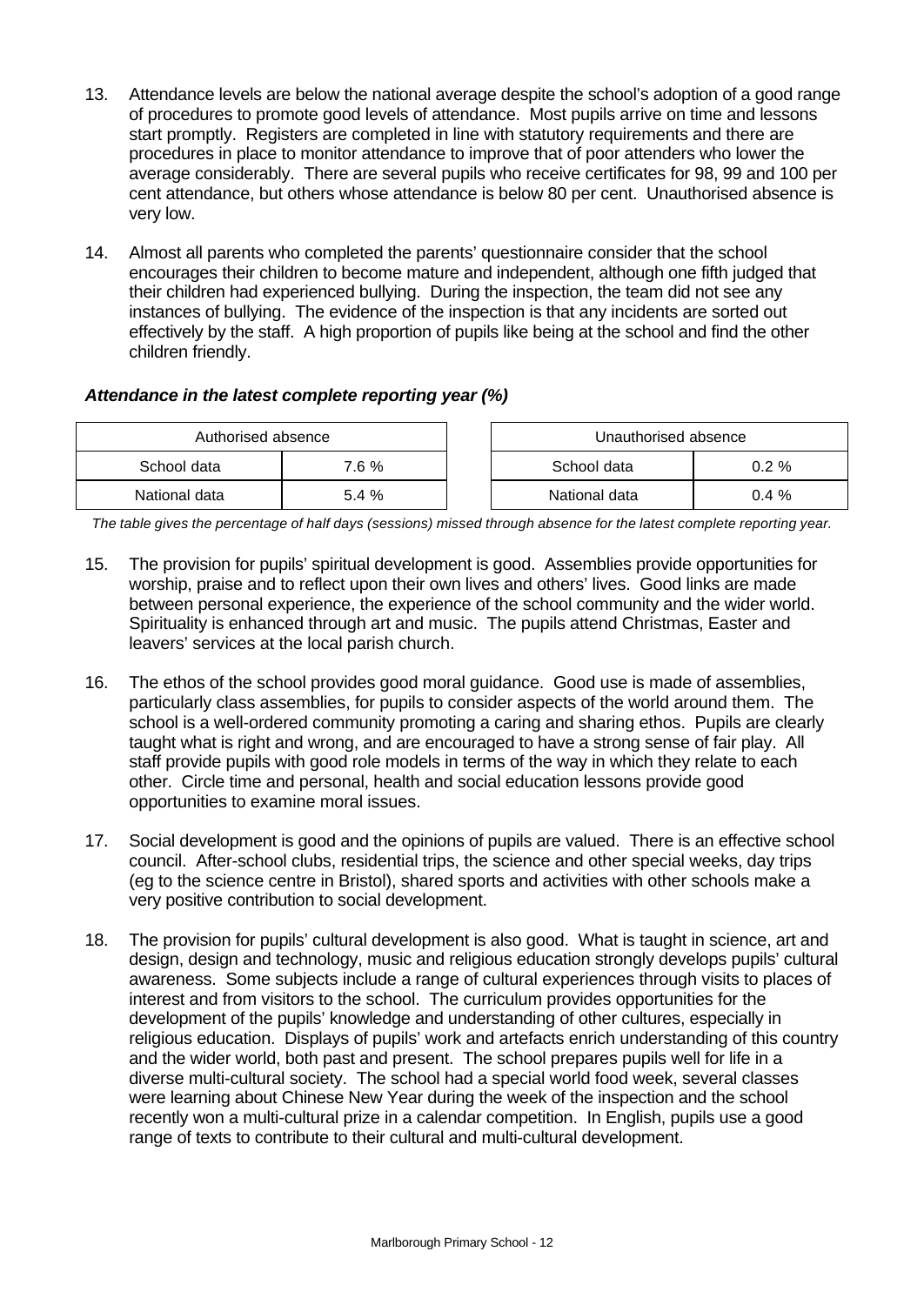13. Attendance levels are below the national average despite the school's adoption of a good range of procedures to promote good levels of attendance. Most pupils arrive on time and lessons start promptly. Registers are completed in line with statutory requirements and there are procedures in place to monitor attendance to improve that of poor attenders who lower the average considerably. There are several pupils who receive certificates for 98, 99 and 100 per cent attendance, but others whose attendance is below 80 per cent. Unauthorised absence is very low.

14. Almost all parents who completed the parents' questionnaire consider that the school encourages their children to become mature and independent, although one fifth judged that their children had experienced bullying. During the inspection, the team did not see any instances of bullying. The evidence of the inspection is that any incidents are sorted out effectively by the staff. A high proportion of pupils like being at the school and find the other children friendly.

***Attendance in the latest complete reporting year (%)***

| Authorised absence | |
|---|---|
| School data | 7.6 % |
| National data | 5.4 % |

| Unauthorised absence | |
|---|---|
| School data | 0.2 % |
| National data | 0.4 % |

*The table gives the percentage of half days (sessions) missed through absence for the latest complete reporting year.*

15. The provision for pupils' spiritual development is good. Assemblies provide opportunities for worship, praise and to reflect upon their own lives and others' lives. Good links are made between personal experience, the experience of the school community and the wider world. Spirituality is enhanced through art and music. The pupils attend Christmas, Easter and leavers' services at the local parish church.

16. The ethos of the school provides good moral guidance. Good use is made of assemblies, particularly class assemblies, for pupils to consider aspects of the world around them. The school is a well-ordered community promoting a caring and sharing ethos. Pupils are clearly taught what is right and wrong, and are encouraged to have a strong sense of fair play. All staff provide pupils with good role models in terms of the way in which they relate to each other. Circle time and personal, health and social education lessons provide good opportunities to examine moral issues.

17. Social development is good and the opinions of pupils are valued. There is an effective school council. After-school clubs, residential trips, the science and other special weeks, day trips (eg to the science centre in Bristol), shared sports and activities with other schools make a very positive contribution to social development.

18. The provision for pupils' cultural development is also good. What is taught in science, art and design, design and technology, music and religious education strongly develops pupils' cultural awareness. Some subjects include a range of cultural experiences through visits to places of interest and from visitors to the school. The curriculum provides opportunities for the development of the pupils' knowledge and understanding of other cultures, especially in religious education. Displays of pupils' work and artefacts enrich understanding of this country and the wider world, both past and present. The school prepares pupils well for life in a diverse multi-cultural society. The school had a special world food week, several classes were learning about Chinese New Year during the week of the inspection and the school recently won a multi-cultural prize in a calendar competition. In English, pupils use a good range of texts to contribute to their cultural and multi-cultural development.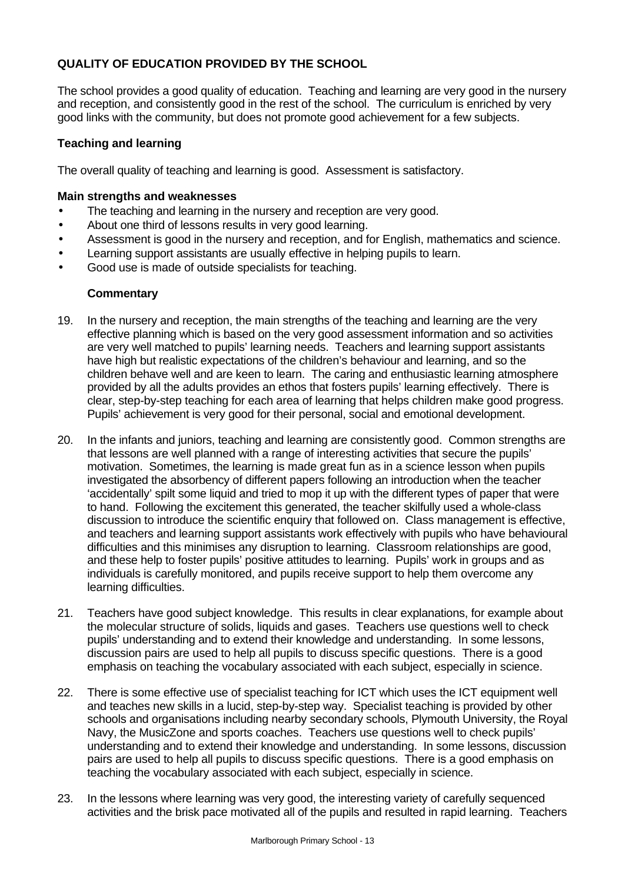## QUALITY OF EDUCATION PROVIDED BY THE SCHOOL

The school provides a good quality of education. Teaching and learning are very good in the nursery and reception, and consistently good in the rest of the school. The curriculum is enriched by very good links with the community, but does not promote good achievement for a few subjects.

### Teaching and learning

The overall quality of teaching and learning is good. Assessment is satisfactory.

**Main strengths and weaknesses**

- The teaching and learning in the nursery and reception are very good.
- About one third of lessons results in very good learning.
- Assessment is good in the nursery and reception, and for English, mathematics and science.
- Learning support assistants are usually effective in helping pupils to learn.
- Good use is made of outside specialists for teaching.

**Commentary**

19. In the nursery and reception, the main strengths of the teaching and learning are the very effective planning which is based on the very good assessment information and so activities are very well matched to pupils' learning needs. Teachers and learning support assistants have high but realistic expectations of the children's behaviour and learning, and so the children behave well and are keen to learn. The caring and enthusiastic learning atmosphere provided by all the adults provides an ethos that fosters pupils' learning effectively. There is clear, step-by-step teaching for each area of learning that helps children make good progress. Pupils' achievement is very good for their personal, social and emotional development.

20. In the infants and juniors, teaching and learning are consistently good. Common strengths are that lessons are well planned with a range of interesting activities that secure the pupils' motivation. Sometimes, the learning is made great fun as in a science lesson when pupils investigated the absorbency of different papers following an introduction when the teacher 'accidentally' spilt some liquid and tried to mop it up with the different types of paper that were to hand. Following the excitement this generated, the teacher skilfully used a whole-class discussion to introduce the scientific enquiry that followed on. Class management is effective, and teachers and learning support assistants work effectively with pupils who have behavioural difficulties and this minimises any disruption to learning. Classroom relationships are good, and these help to foster pupils' positive attitudes to learning. Pupils' work in groups and as individuals is carefully monitored, and pupils receive support to help them overcome any learning difficulties.

21. Teachers have good subject knowledge. This results in clear explanations, for example about the molecular structure of solids, liquids and gases. Teachers use questions well to check pupils' understanding and to extend their knowledge and understanding. In some lessons, discussion pairs are used to help all pupils to discuss specific questions. There is a good emphasis on teaching the vocabulary associated with each subject, especially in science.

22. There is some effective use of specialist teaching for ICT which uses the ICT equipment well and teaches new skills in a lucid, step-by-step way. Specialist teaching is provided by other schools and organisations including nearby secondary schools, Plymouth University, the Royal Navy, the MusicZone and sports coaches. Teachers use questions well to check pupils' understanding and to extend their knowledge and understanding. In some lessons, discussion pairs are used to help all pupils to discuss specific questions. There is a good emphasis on teaching the vocabulary associated with each subject, especially in science.

23. In the lessons where learning was very good, the interesting variety of carefully sequenced activities and the brisk pace motivated all of the pupils and resulted in rapid learning. Teachers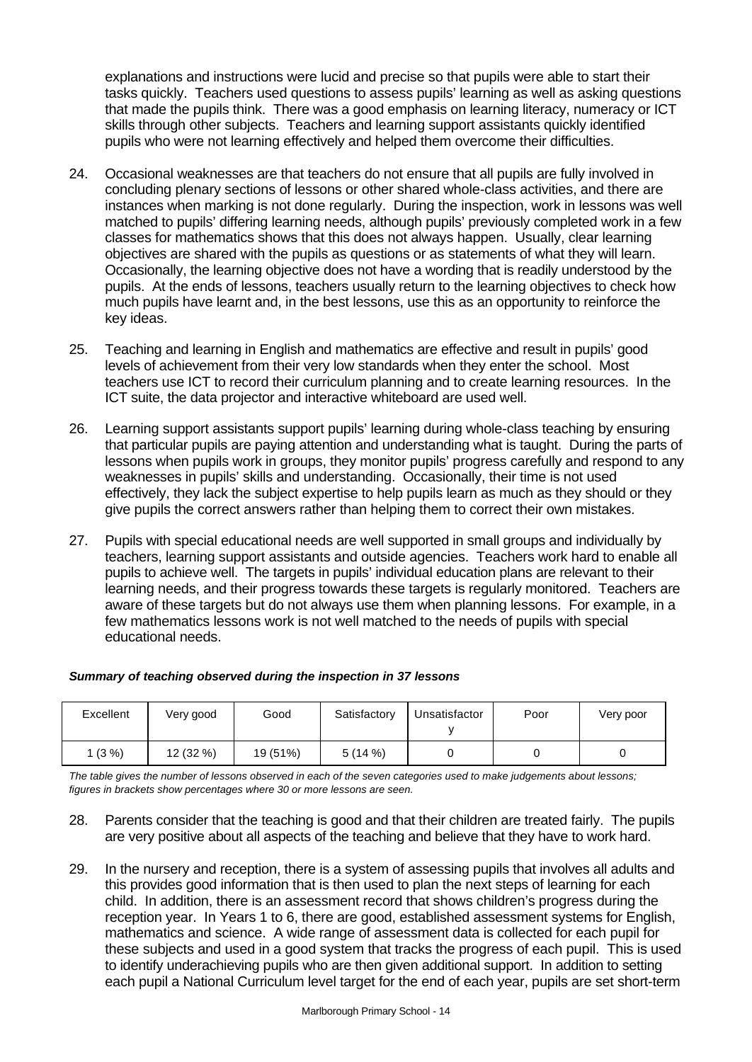explanations and instructions were lucid and precise so that pupils were able to start their tasks quickly. Teachers used questions to assess pupils' learning as well as asking questions that made the pupils think. There was a good emphasis on learning literacy, numeracy or ICT skills through other subjects. Teachers and learning support assistants quickly identified pupils who were not learning effectively and helped them overcome their difficulties.

24. Occasional weaknesses are that teachers do not ensure that all pupils are fully involved in concluding plenary sections of lessons or other shared whole-class activities, and there are instances when marking is not done regularly. During the inspection, work in lessons was well matched to pupils' differing learning needs, although pupils' previously completed work in a few classes for mathematics shows that this does not always happen. Usually, clear learning objectives are shared with the pupils as questions or as statements of what they will learn. Occasionally, the learning objective does not have a wording that is readily understood by the pupils. At the ends of lessons, teachers usually return to the learning objectives to check how much pupils have learnt and, in the best lessons, use this as an opportunity to reinforce the key ideas.

25. Teaching and learning in English and mathematics are effective and result in pupils' good levels of achievement from their very low standards when they enter the school. Most teachers use ICT to record their curriculum planning and to create learning resources. In the ICT suite, the data projector and interactive whiteboard are used well.

26. Learning support assistants support pupils' learning during whole-class teaching by ensuring that particular pupils are paying attention and understanding what is taught. During the parts of lessons when pupils work in groups, they monitor pupils' progress carefully and respond to any weaknesses in pupils' skills and understanding. Occasionally, their time is not used effectively, they lack the subject expertise to help pupils learn as much as they should or they give pupils the correct answers rather than helping them to correct their own mistakes.

27. Pupils with special educational needs are well supported in small groups and individually by teachers, learning support assistants and outside agencies. Teachers work hard to enable all pupils to achieve well. The targets in pupils' individual education plans are relevant to their learning needs, and their progress towards these targets is regularly monitored. Teachers are aware of these targets but do not always use them when planning lessons. For example, in a few mathematics lessons work is not well matched to the needs of pupils with special educational needs.

***Summary of teaching observed during the inspection in 37 lessons***

| Excellent | Very good | Good | Satisfactory | Unsatisfactory | Poor | Very poor |
|---|---|---|---|---|---|---|
| 1 (3 %) | 12 (32 %) | 19 (51%) | 5 (14 %) | 0 | 0 | 0 |

*The table gives the number of lessons observed in each of the seven categories used to make judgements about lessons; figures in brackets show percentages where 30 or more lessons are seen.*

28. Parents consider that the teaching is good and that their children are treated fairly. The pupils are very positive about all aspects of the teaching and believe that they have to work hard.

29. In the nursery and reception, there is a system of assessing pupils that involves all adults and this provides good information that is then used to plan the next steps of learning for each child. In addition, there is an assessment record that shows children's progress during the reception year. In Years 1 to 6, there are good, established assessment systems for English, mathematics and science. A wide range of assessment data is collected for each pupil for these subjects and used in a good system that tracks the progress of each pupil. This is used to identify underachieving pupils who are then given additional support. In addition to setting each pupil a National Curriculum level target for the end of each year, pupils are set short-term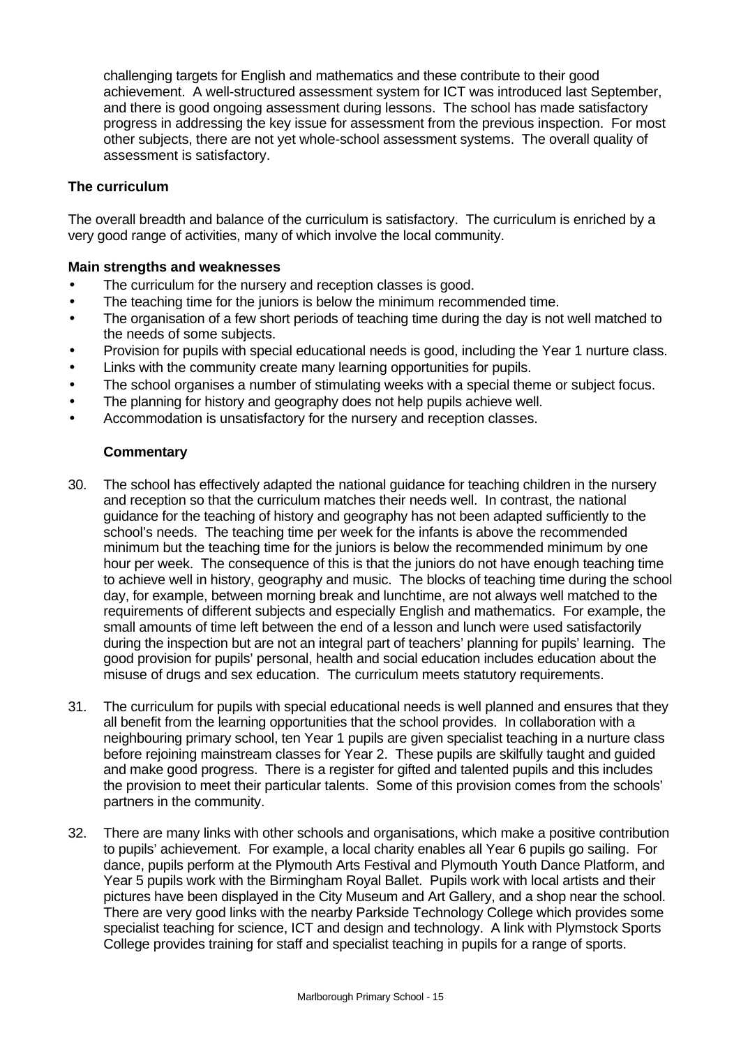challenging targets for English and mathematics and these contribute to their good achievement. A well-structured assessment system for ICT was introduced last September, and there is good ongoing assessment during lessons. The school has made satisfactory progress in addressing the key issue for assessment from the previous inspection. For most other subjects, there are not yet whole-school assessment systems. The overall quality of assessment is satisfactory.

### The curriculum

The overall breadth and balance of the curriculum is satisfactory. The curriculum is enriched by a very good range of activities, many of which involve the local community.

#### Main strengths and weaknesses

- The curriculum for the nursery and reception classes is good.
- The teaching time for the juniors is below the minimum recommended time.
- The organisation of a few short periods of teaching time during the day is not well matched to the needs of some subjects.
- Provision for pupils with special educational needs is good, including the Year 1 nurture class.
- Links with the community create many learning opportunities for pupils.
- The school organises a number of stimulating weeks with a special theme or subject focus.
- The planning for history and geography does not help pupils achieve well.
- Accommodation is unsatisfactory for the nursery and reception classes.

#### Commentary

30. The school has effectively adapted the national guidance for teaching children in the nursery and reception so that the curriculum matches their needs well. In contrast, the national guidance for the teaching of history and geography has not been adapted sufficiently to the school's needs. The teaching time per week for the infants is above the recommended minimum but the teaching time for the juniors is below the recommended minimum by one hour per week. The consequence of this is that the juniors do not have enough teaching time to achieve well in history, geography and music. The blocks of teaching time during the school day, for example, between morning break and lunchtime, are not always well matched to the requirements of different subjects and especially English and mathematics. For example, the small amounts of time left between the end of a lesson and lunch were used satisfactorily during the inspection but are not an integral part of teachers' planning for pupils' learning. The good provision for pupils' personal, health and social education includes education about the misuse of drugs and sex education. The curriculum meets statutory requirements.

31. The curriculum for pupils with special educational needs is well planned and ensures that they all benefit from the learning opportunities that the school provides. In collaboration with a neighbouring primary school, ten Year 1 pupils are given specialist teaching in a nurture class before rejoining mainstream classes for Year 2. These pupils are skilfully taught and guided and make good progress. There is a register for gifted and talented pupils and this includes the provision to meet their particular talents. Some of this provision comes from the schools' partners in the community.

32. There are many links with other schools and organisations, which make a positive contribution to pupils' achievement. For example, a local charity enables all Year 6 pupils go sailing. For dance, pupils perform at the Plymouth Arts Festival and Plymouth Youth Dance Platform, and Year 5 pupils work with the Birmingham Royal Ballet. Pupils work with local artists and their pictures have been displayed in the City Museum and Art Gallery, and a shop near the school. There are very good links with the nearby Parkside Technology College which provides some specialist teaching for science, ICT and design and technology. A link with Plymstock Sports College provides training for staff and specialist teaching in pupils for a range of sports.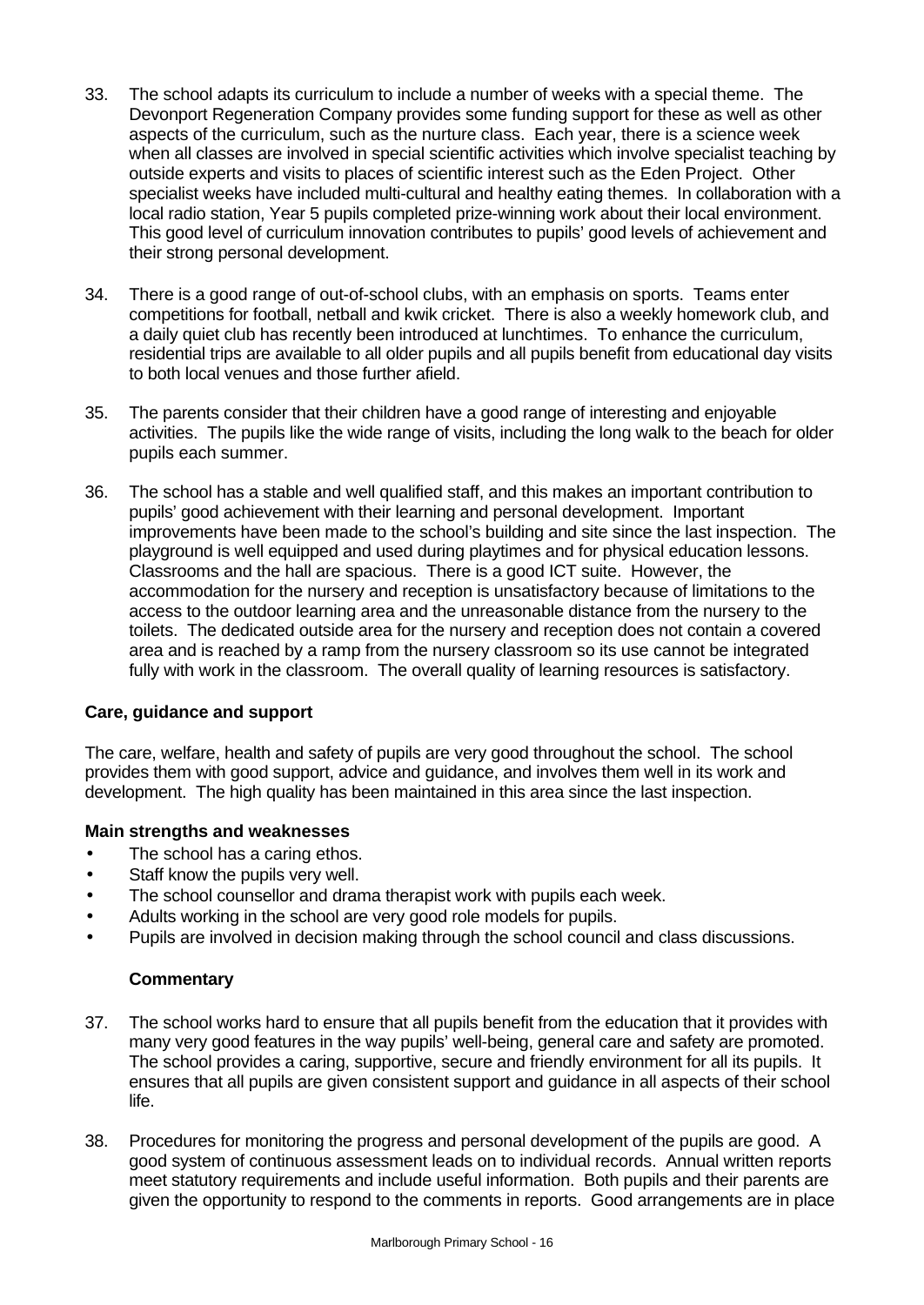33. The school adapts its curriculum to include a number of weeks with a special theme. The Devonport Regeneration Company provides some funding support for these as well as other aspects of the curriculum, such as the nurture class. Each year, there is a science week when all classes are involved in special scientific activities which involve specialist teaching by outside experts and visits to places of scientific interest such as the Eden Project. Other specialist weeks have included multi-cultural and healthy eating themes. In collaboration with a local radio station, Year 5 pupils completed prize-winning work about their local environment. This good level of curriculum innovation contributes to pupils' good levels of achievement and their strong personal development.

34. There is a good range of out-of-school clubs, with an emphasis on sports. Teams enter competitions for football, netball and kwik cricket. There is also a weekly homework club, and a daily quiet club has recently been introduced at lunchtimes. To enhance the curriculum, residential trips are available to all older pupils and all pupils benefit from educational day visits to both local venues and those further afield.

35. The parents consider that their children have a good range of interesting and enjoyable activities. The pupils like the wide range of visits, including the long walk to the beach for older pupils each summer.

36. The school has a stable and well qualified staff, and this makes an important contribution to pupils' good achievement with their learning and personal development. Important improvements have been made to the school's building and site since the last inspection. The playground is well equipped and used during playtimes and for physical education lessons. Classrooms and the hall are spacious. There is a good ICT suite. However, the accommodation for the nursery and reception is unsatisfactory because of limitations to the access to the outdoor learning area and the unreasonable distance from the nursery to the toilets. The dedicated outside area for the nursery and reception does not contain a covered area and is reached by a ramp from the nursery classroom so its use cannot be integrated fully with work in the classroom. The overall quality of learning resources is satisfactory.

### Care, guidance and support

The care, welfare, health and safety of pupils are very good throughout the school. The school provides them with good support, advice and guidance, and involves them well in its work and development. The high quality has been maintained in this area since the last inspection.

#### Main strengths and weaknesses

- The school has a caring ethos.
- Staff know the pupils very well.
- The school counsellor and drama therapist work with pupils each week.
- Adults working in the school are very good role models for pupils.
- Pupils are involved in decision making through the school council and class discussions.

#### Commentary

37. The school works hard to ensure that all pupils benefit from the education that it provides with many very good features in the way pupils' well-being, general care and safety are promoted. The school provides a caring, supportive, secure and friendly environment for all its pupils. It ensures that all pupils are given consistent support and guidance in all aspects of their school life.

38. Procedures for monitoring the progress and personal development of the pupils are good. A good system of continuous assessment leads on to individual records. Annual written reports meet statutory requirements and include useful information. Both pupils and their parents are given the opportunity to respond to the comments in reports. Good arrangements are in place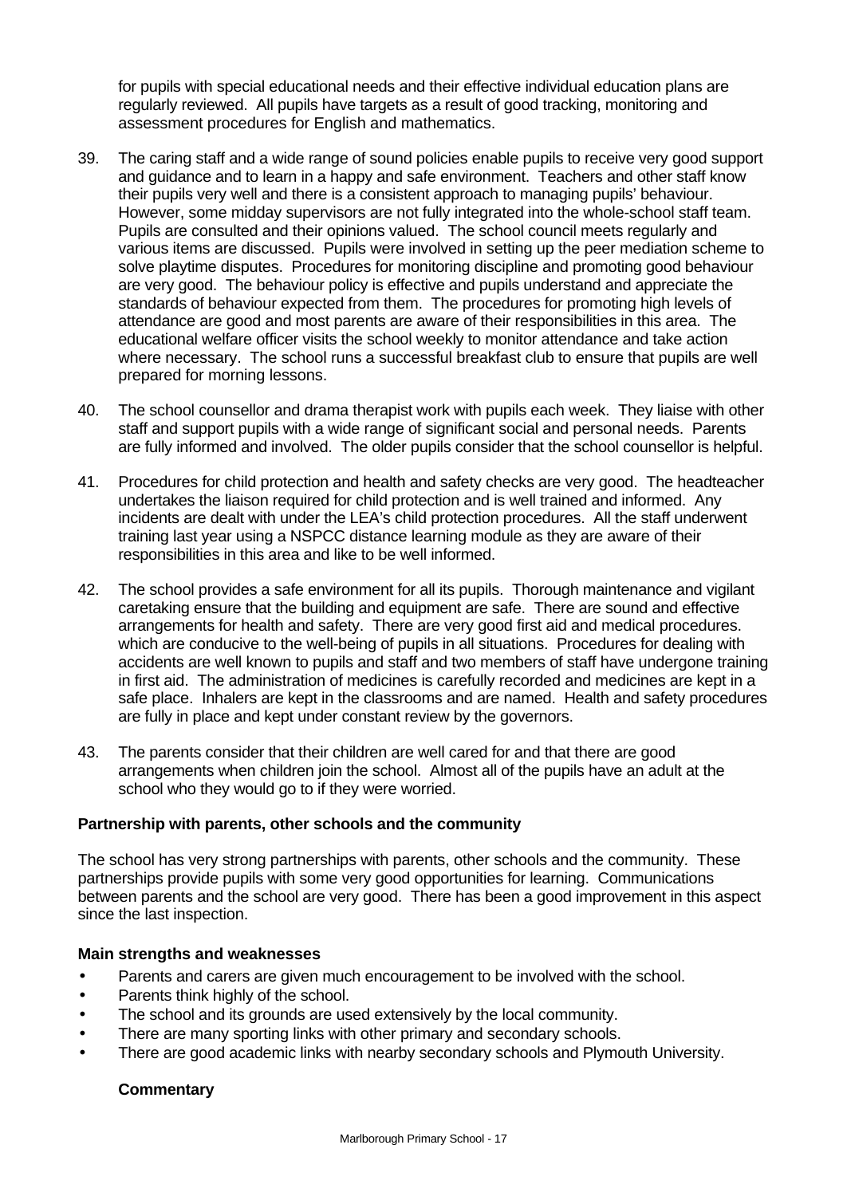for pupils with special educational needs and their effective individual education plans are regularly reviewed. All pupils have targets as a result of good tracking, monitoring and assessment procedures for English and mathematics.

39. The caring staff and a wide range of sound policies enable pupils to receive very good support and guidance and to learn in a happy and safe environment. Teachers and other staff know their pupils very well and there is a consistent approach to managing pupils' behaviour. However, some midday supervisors are not fully integrated into the whole-school staff team. Pupils are consulted and their opinions valued. The school council meets regularly and various items are discussed. Pupils were involved in setting up the peer mediation scheme to solve playtime disputes. Procedures for monitoring discipline and promoting good behaviour are very good. The behaviour policy is effective and pupils understand and appreciate the standards of behaviour expected from them. The procedures for promoting high levels of attendance are good and most parents are aware of their responsibilities in this area. The educational welfare officer visits the school weekly to monitor attendance and take action where necessary. The school runs a successful breakfast club to ensure that pupils are well prepared for morning lessons.

40. The school counsellor and drama therapist work with pupils each week. They liaise with other staff and support pupils with a wide range of significant social and personal needs. Parents are fully informed and involved. The older pupils consider that the school counsellor is helpful.

41. Procedures for child protection and health and safety checks are very good. The headteacher undertakes the liaison required for child protection and is well trained and informed. Any incidents are dealt with under the LEA's child protection procedures. All the staff underwent training last year using a NSPCC distance learning module as they are aware of their responsibilities in this area and like to be well informed.

42. The school provides a safe environment for all its pupils. Thorough maintenance and vigilant caretaking ensure that the building and equipment are safe. There are sound and effective arrangements for health and safety. There are very good first aid and medical procedures. which are conducive to the well-being of pupils in all situations. Procedures for dealing with accidents are well known to pupils and staff and two members of staff have undergone training in first aid. The administration of medicines is carefully recorded and medicines are kept in a safe place. Inhalers are kept in the classrooms and are named. Health and safety procedures are fully in place and kept under constant review by the governors.

43. The parents consider that their children are well cared for and that there are good arrangements when children join the school. Almost all of the pupils have an adult at the school who they would go to if they were worried.

### Partnership with parents, other schools and the community

The school has very strong partnerships with parents, other schools and the community. These partnerships provide pupils with some very good opportunities for learning. Communications between parents and the school are very good. There has been a good improvement in this aspect since the last inspection.

#### Main strengths and weaknesses

- Parents and carers are given much encouragement to be involved with the school.
- Parents think highly of the school.
- The school and its grounds are used extensively by the local community.
- There are many sporting links with other primary and secondary schools.
- There are good academic links with nearby secondary schools and Plymouth University.

#### Commentary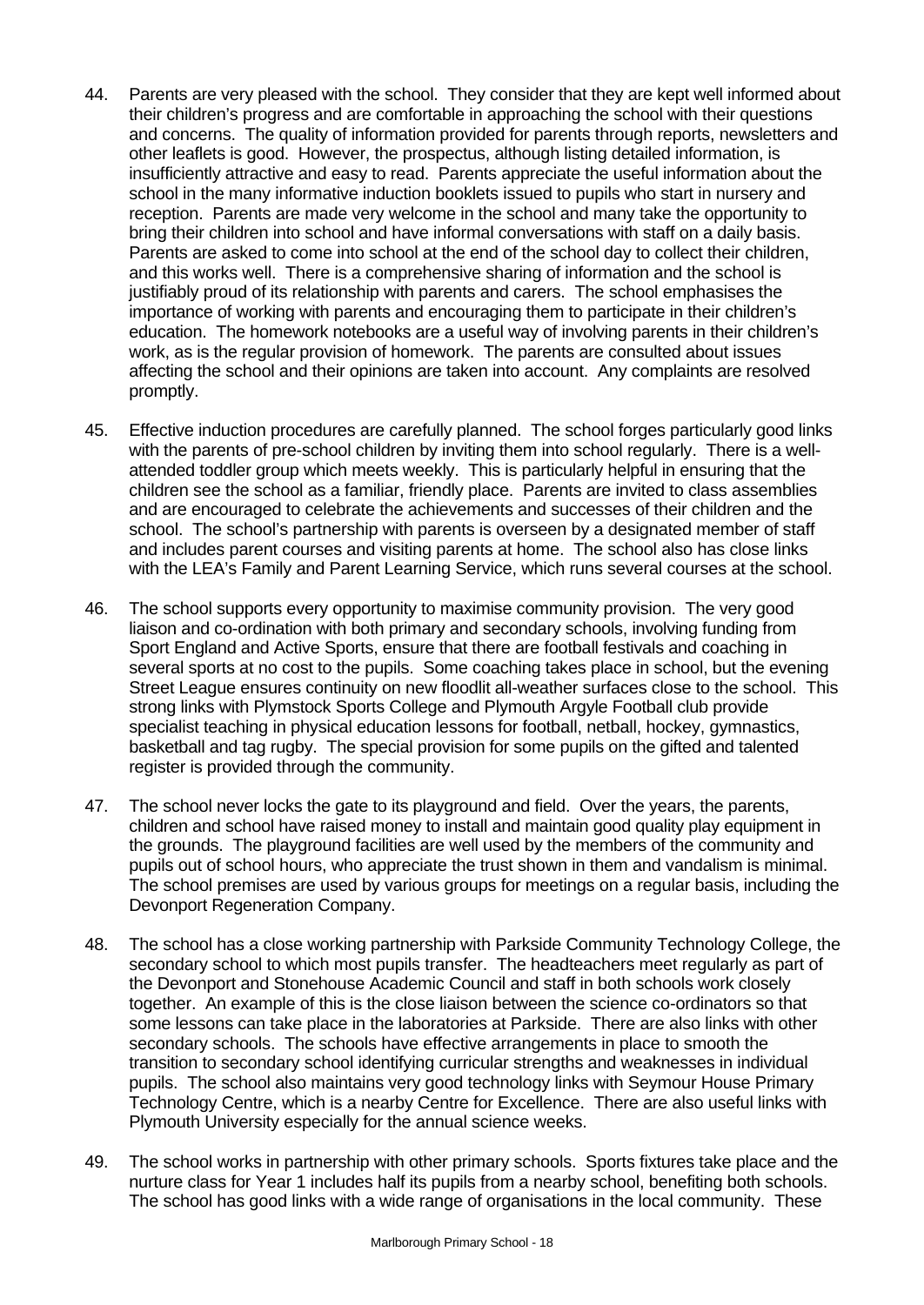44. Parents are very pleased with the school. They consider that they are kept well informed about their children's progress and are comfortable in approaching the school with their questions and concerns. The quality of information provided for parents through reports, newsletters and other leaflets is good. However, the prospectus, although listing detailed information, is insufficiently attractive and easy to read. Parents appreciate the useful information about the school in the many informative induction booklets issued to pupils who start in nursery and reception. Parents are made very welcome in the school and many take the opportunity to bring their children into school and have informal conversations with staff on a daily basis. Parents are asked to come into school at the end of the school day to collect their children, and this works well. There is a comprehensive sharing of information and the school is justifiably proud of its relationship with parents and carers. The school emphasises the importance of working with parents and encouraging them to participate in their children's education. The homework notebooks are a useful way of involving parents in their children's work, as is the regular provision of homework. The parents are consulted about issues affecting the school and their opinions are taken into account. Any complaints are resolved promptly.

45. Effective induction procedures are carefully planned. The school forges particularly good links with the parents of pre-school children by inviting them into school regularly. There is a well-attended toddler group which meets weekly. This is particularly helpful in ensuring that the children see the school as a familiar, friendly place. Parents are invited to class assemblies and are encouraged to celebrate the achievements and successes of their children and the school. The school's partnership with parents is overseen by a designated member of staff and includes parent courses and visiting parents at home. The school also has close links with the LEA's Family and Parent Learning Service, which runs several courses at the school.

46. The school supports every opportunity to maximise community provision. The very good liaison and co-ordination with both primary and secondary schools, involving funding from Sport England and Active Sports, ensure that there are football festivals and coaching in several sports at no cost to the pupils. Some coaching takes place in school, but the evening Street League ensures continuity on new floodlit all-weather surfaces close to the school. This strong links with Plymstock Sports College and Plymouth Argyle Football club provide specialist teaching in physical education lessons for football, netball, hockey, gymnastics, basketball and tag rugby. The special provision for some pupils on the gifted and talented register is provided through the community.

47. The school never locks the gate to its playground and field. Over the years, the parents, children and school have raised money to install and maintain good quality play equipment in the grounds. The playground facilities are well used by the members of the community and pupils out of school hours, who appreciate the trust shown in them and vandalism is minimal. The school premises are used by various groups for meetings on a regular basis, including the Devonport Regeneration Company.

48. The school has a close working partnership with Parkside Community Technology College, the secondary school to which most pupils transfer. The headteachers meet regularly as part of the Devonport and Stonehouse Academic Council and staff in both schools work closely together. An example of this is the close liaison between the science co-ordinators so that some lessons can take place in the laboratories at Parkside. There are also links with other secondary schools. The schools have effective arrangements in place to smooth the transition to secondary school identifying curricular strengths and weaknesses in individual pupils. The school also maintains very good technology links with Seymour House Primary Technology Centre, which is a nearby Centre for Excellence. There are also useful links with Plymouth University especially for the annual science weeks.

49. The school works in partnership with other primary schools. Sports fixtures take place and the nurture class for Year 1 includes half its pupils from a nearby school, benefiting both schools. The school has good links with a wide range of organisations in the local community. These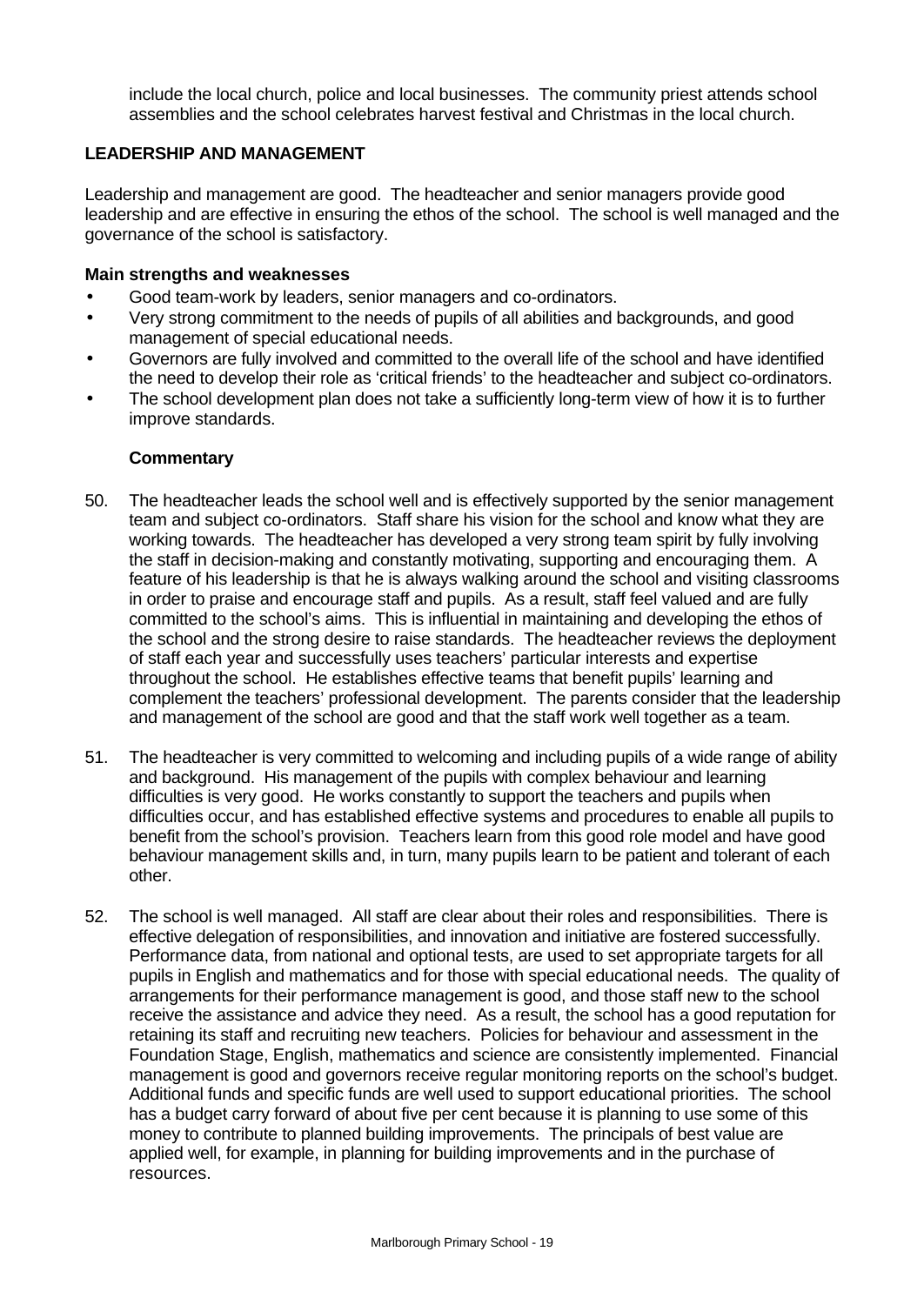include the local church, police and local businesses. The community priest attends school assemblies and the school celebrates harvest festival and Christmas in the local church.

## LEADERSHIP AND MANAGEMENT

Leadership and management are good. The headteacher and senior managers provide good leadership and are effective in ensuring the ethos of the school. The school is well managed and the governance of the school is satisfactory.

### Main strengths and weaknesses

- Good team-work by leaders, senior managers and co-ordinators.
- Very strong commitment to the needs of pupils of all abilities and backgrounds, and good management of special educational needs.
- Governors are fully involved and committed to the overall life of the school and have identified the need to develop their role as 'critical friends' to the headteacher and subject co-ordinators.
- The school development plan does not take a sufficiently long-term view of how it is to further improve standards.

### Commentary

50. The headteacher leads the school well and is effectively supported by the senior management team and subject co-ordinators. Staff share his vision for the school and know what they are working towards. The headteacher has developed a very strong team spirit by fully involving the staff in decision-making and constantly motivating, supporting and encouraging them. A feature of his leadership is that he is always walking around the school and visiting classrooms in order to praise and encourage staff and pupils. As a result, staff feel valued and are fully committed to the school's aims. This is influential in maintaining and developing the ethos of the school and the strong desire to raise standards. The headteacher reviews the deployment of staff each year and successfully uses teachers' particular interests and expertise throughout the school. He establishes effective teams that benefit pupils' learning and complement the teachers' professional development. The parents consider that the leadership and management of the school are good and that the staff work well together as a team.

51. The headteacher is very committed to welcoming and including pupils of a wide range of ability and background. His management of the pupils with complex behaviour and learning difficulties is very good. He works constantly to support the teachers and pupils when difficulties occur, and has established effective systems and procedures to enable all pupils to benefit from the school's provision. Teachers learn from this good role model and have good behaviour management skills and, in turn, many pupils learn to be patient and tolerant of each other.

52. The school is well managed. All staff are clear about their roles and responsibilities. There is effective delegation of responsibilities, and innovation and initiative are fostered successfully. Performance data, from national and optional tests, are used to set appropriate targets for all pupils in English and mathematics and for those with special educational needs. The quality of arrangements for their performance management is good, and those staff new to the school receive the assistance and advice they need. As a result, the school has a good reputation for retaining its staff and recruiting new teachers. Policies for behaviour and assessment in the Foundation Stage, English, mathematics and science are consistently implemented. Financial management is good and governors receive regular monitoring reports on the school's budget. Additional funds and specific funds are well used to support educational priorities. The school has a budget carry forward of about five per cent because it is planning to use some of this money to contribute to planned building improvements. The principals of best value are applied well, for example, in planning for building improvements and in the purchase of resources.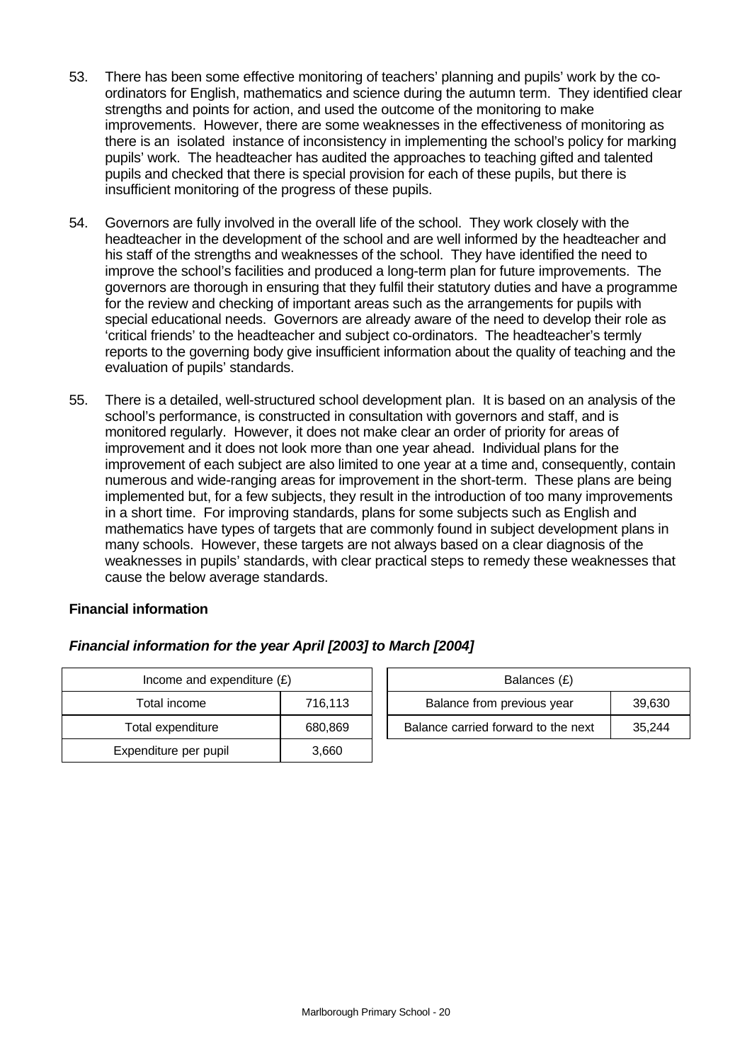53. There has been some effective monitoring of teachers' planning and pupils' work by the co-ordinators for English, mathematics and science during the autumn term. They identified clear strengths and points for action, and used the outcome of the monitoring to make improvements. However, there are some weaknesses in the effectiveness of monitoring as there is an isolated instance of inconsistency in implementing the school's policy for marking pupils' work. The headteacher has audited the approaches to teaching gifted and talented pupils and checked that there is special provision for each of these pupils, but there is insufficient monitoring of the progress of these pupils.

54. Governors are fully involved in the overall life of the school. They work closely with the headteacher in the development of the school and are well informed by the headteacher and his staff of the strengths and weaknesses of the school. They have identified the need to improve the school's facilities and produced a long-term plan for future improvements. The governors are thorough in ensuring that they fulfil their statutory duties and have a programme for the review and checking of important areas such as the arrangements for pupils with special educational needs. Governors are already aware of the need to develop their role as 'critical friends' to the headteacher and subject co-ordinators. The headteacher's termly reports to the governing body give insufficient information about the quality of teaching and the evaluation of pupils' standards.

55. There is a detailed, well-structured school development plan. It is based on an analysis of the school's performance, is constructed in consultation with governors and staff, and is monitored regularly. However, it does not make clear an order of priority for areas of improvement and it does not look more than one year ahead. Individual plans for the improvement of each subject are also limited to one year at a time and, consequently, contain numerous and wide-ranging areas for improvement in the short-term. These plans are being implemented but, for a few subjects, they result in the introduction of too many improvements in a short time. For improving standards, plans for some subjects such as English and mathematics have types of targets that are commonly found in subject development plans in many schools. However, these targets are not always based on a clear diagnosis of the weaknesses in pupils' standards, with clear practical steps to remedy these weaknesses that cause the below average standards.

**Financial information**

***Financial information for the year April [2003] to March [2004]***

| Income and expenditure (£) | |
|---|---|
| Total income | 716,113 |
| Total expenditure | 680,869 |
| Expenditure per pupil | 3,660 |

| Balances (£) | |
|---|---|
| Balance from previous year | 39,630 |
| Balance carried forward to the next | 35,244 |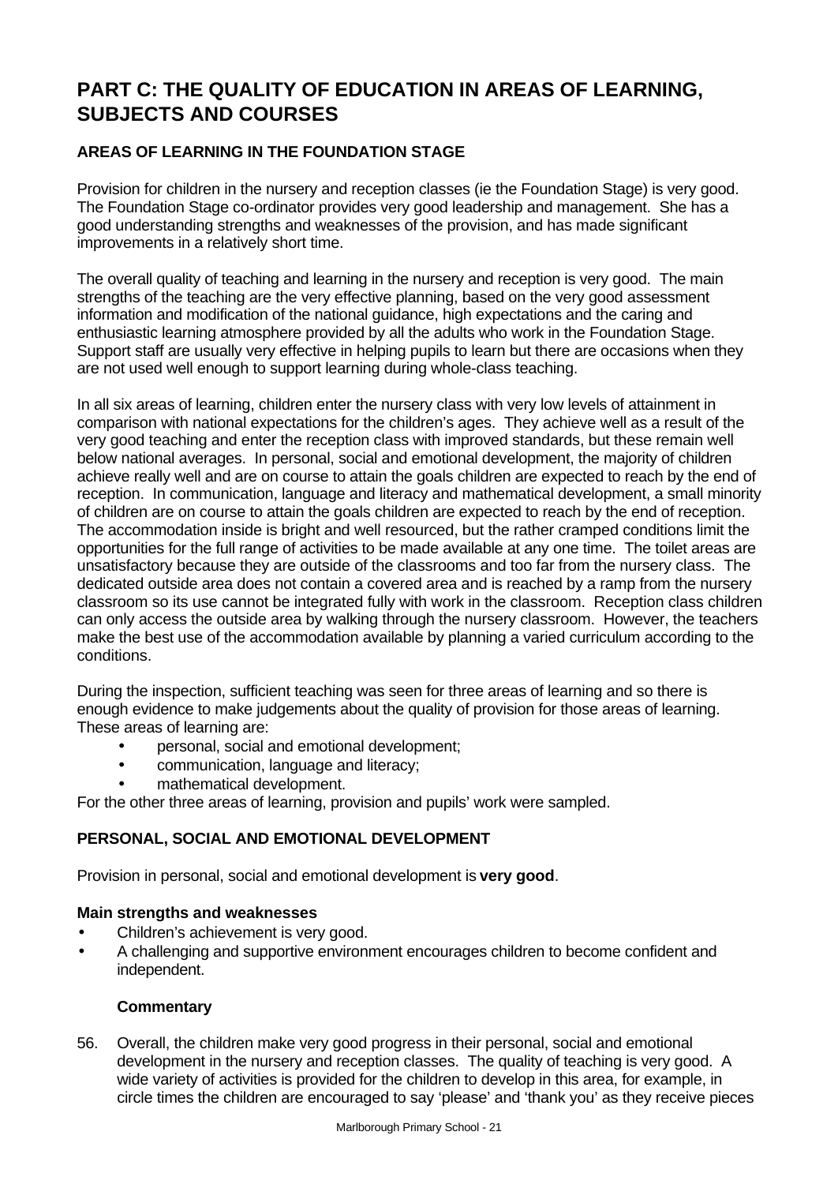# PART C: THE QUALITY OF EDUCATION IN AREAS OF LEARNING, SUBJECTS AND COURSES

## AREAS OF LEARNING IN THE FOUNDATION STAGE

Provision for children in the nursery and reception classes (ie the Foundation Stage) is very good. The Foundation Stage co-ordinator provides very good leadership and management. She has a good understanding strengths and weaknesses of the provision, and has made significant improvements in a relatively short time.

The overall quality of teaching and learning in the nursery and reception is very good. The main strengths of the teaching are the very effective planning, based on the very good assessment information and modification of the national guidance, high expectations and the caring and enthusiastic learning atmosphere provided by all the adults who work in the Foundation Stage. Support staff are usually very effective in helping pupils to learn but there are occasions when they are not used well enough to support learning during whole-class teaching.

In all six areas of learning, children enter the nursery class with very low levels of attainment in comparison with national expectations for the children's ages. They achieve well as a result of the very good teaching and enter the reception class with improved standards, but these remain well below national averages. In personal, social and emotional development, the majority of children achieve really well and are on course to attain the goals children are expected to reach by the end of reception. In communication, language and literacy and mathematical development, a small minority of children are on course to attain the goals children are expected to reach by the end of reception. The accommodation inside is bright and well resourced, but the rather cramped conditions limit the opportunities for the full range of activities to be made available at any one time. The toilet areas are unsatisfactory because they are outside of the classrooms and too far from the nursery class. The dedicated outside area does not contain a covered area and is reached by a ramp from the nursery classroom so its use cannot be integrated fully with work in the classroom. Reception class children can only access the outside area by walking through the nursery classroom. However, the teachers make the best use of the accommodation available by planning a varied curriculum according to the conditions.

During the inspection, sufficient teaching was seen for three areas of learning and so there is enough evidence to make judgements about the quality of provision for those areas of learning. These areas of learning are:

- personal, social and emotional development;
- communication, language and literacy;
- mathematical development.

For the other three areas of learning, provision and pupils' work were sampled.

## PERSONAL, SOCIAL AND EMOTIONAL DEVELOPMENT

Provision in personal, social and emotional development is **very good**.

**Main strengths and weaknesses**

- Children's achievement is very good.
- A challenging and supportive environment encourages children to become confident and independent.

**Commentary**

56. Overall, the children make very good progress in their personal, social and emotional development in the nursery and reception classes. The quality of teaching is very good. A wide variety of activities is provided for the children to develop in this area, for example, in circle times the children are encouraged to say 'please' and 'thank you' as they receive pieces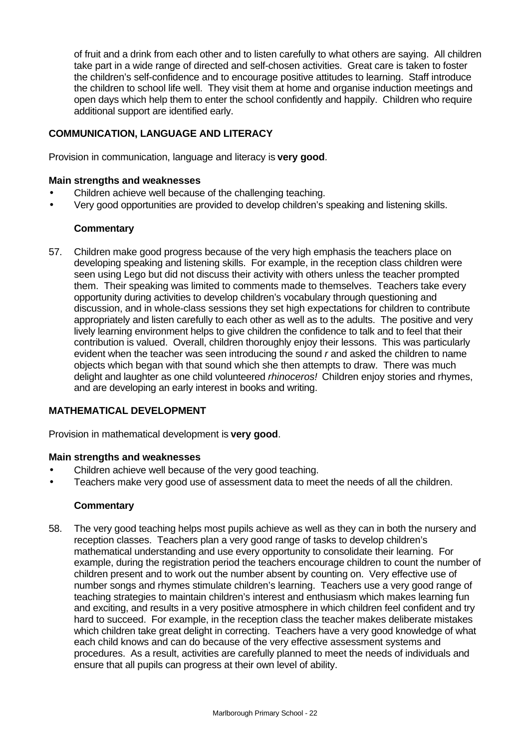of fruit and a drink from each other and to listen carefully to what others are saying. All children take part in a wide range of directed and self-chosen activities. Great care is taken to foster the children's self-confidence and to encourage positive attitudes to learning. Staff introduce the children to school life well. They visit them at home and organise induction meetings and open days which help them to enter the school confidently and happily. Children who require additional support are identified early.

## COMMUNICATION, LANGUAGE AND LITERACY

Provision in communication, language and literacy is **very good**.

### Main strengths and weaknesses

- Children achieve well because of the challenging teaching.
- Very good opportunities are provided to develop children's speaking and listening skills.

#### Commentary

57. Children make good progress because of the very high emphasis the teachers place on developing speaking and listening skills. For example, in the reception class children were seen using Lego but did not discuss their activity with others unless the teacher prompted them. Their speaking was limited to comments made to themselves. Teachers take every opportunity during activities to develop children's vocabulary through questioning and discussion, and in whole-class sessions they set high expectations for children to contribute appropriately and listen carefully to each other as well as to the adults. The positive and very lively learning environment helps to give children the confidence to talk and to feel that their contribution is valued. Overall, children thoroughly enjoy their lessons. This was particularly evident when the teacher was seen introducing the sound *r* and asked the children to name objects which began with that sound which she then attempts to draw. There was much delight and laughter as one child volunteered *rhinoceros!* Children enjoy stories and rhymes, and are developing an early interest in books and writing.

## MATHEMATICAL DEVELOPMENT

Provision in mathematical development is **very good**.

### Main strengths and weaknesses

- Children achieve well because of the very good teaching.
- Teachers make very good use of assessment data to meet the needs of all the children.

#### Commentary

58. The very good teaching helps most pupils achieve as well as they can in both the nursery and reception classes. Teachers plan a very good range of tasks to develop children's mathematical understanding and use every opportunity to consolidate their learning. For example, during the registration period the teachers encourage children to count the number of children present and to work out the number absent by counting on. Very effective use of number songs and rhymes stimulate children's learning. Teachers use a very good range of teaching strategies to maintain children's interest and enthusiasm which makes learning fun and exciting, and results in a very positive atmosphere in which children feel confident and try hard to succeed. For example, in the reception class the teacher makes deliberate mistakes which children take great delight in correcting. Teachers have a very good knowledge of what each child knows and can do because of the very effective assessment systems and procedures. As a result, activities are carefully planned to meet the needs of individuals and ensure that all pupils can progress at their own level of ability.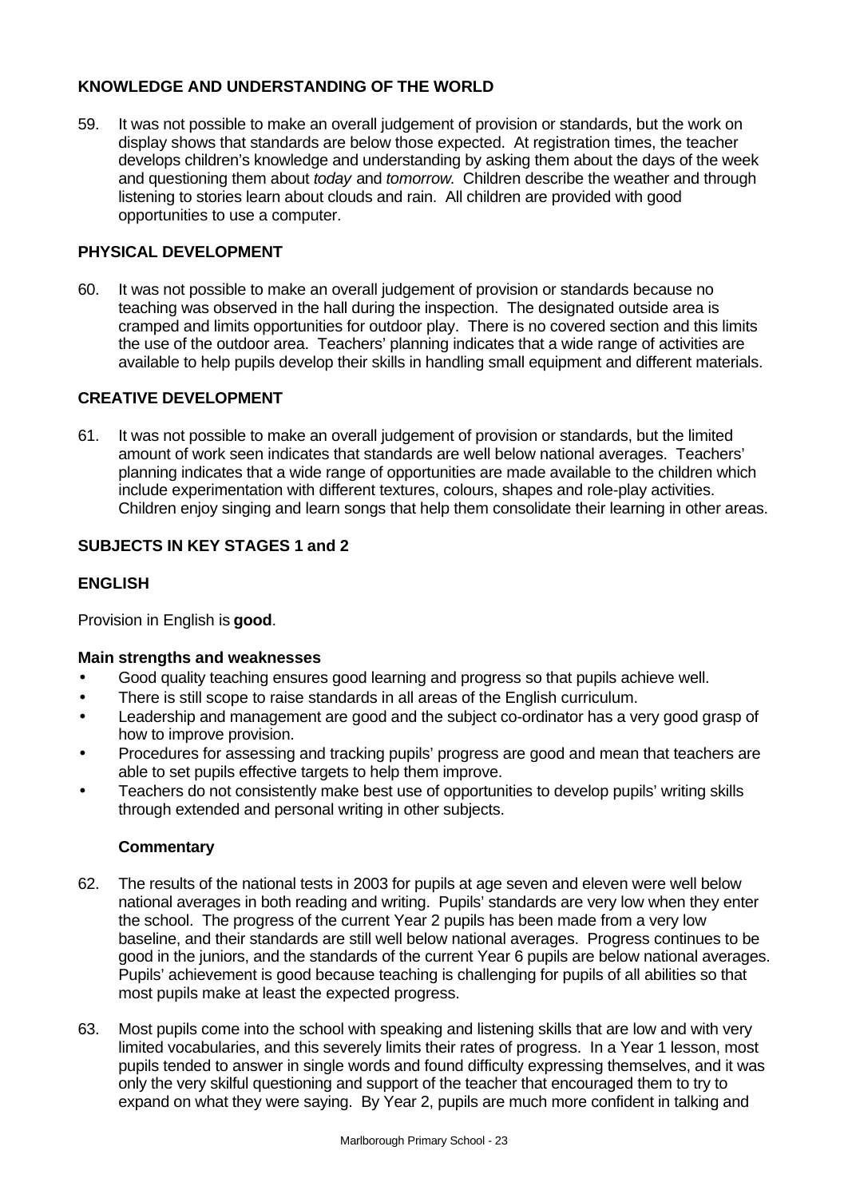### KNOWLEDGE AND UNDERSTANDING OF THE WORLD

59. It was not possible to make an overall judgement of provision or standards, but the work on display shows that standards are below those expected. At registration times, the teacher develops children's knowledge and understanding by asking them about the days of the week and questioning them about *today* and *tomorrow*. Children describe the weather and through listening to stories learn about clouds and rain. All children are provided with good opportunities to use a computer.

### PHYSICAL DEVELOPMENT

60. It was not possible to make an overall judgement of provision or standards because no teaching was observed in the hall during the inspection. The designated outside area is cramped and limits opportunities for outdoor play. There is no covered section and this limits the use of the outdoor area. Teachers' planning indicates that a wide range of activities are available to help pupils develop their skills in handling small equipment and different materials.

### CREATIVE DEVELOPMENT

61. It was not possible to make an overall judgement of provision or standards, but the limited amount of work seen indicates that standards are well below national averages. Teachers' planning indicates that a wide range of opportunities are made available to the children which include experimentation with different textures, colours, shapes and role-play activities. Children enjoy singing and learn songs that help them consolidate their learning in other areas.

## SUBJECTS IN KEY STAGES 1 and 2

### ENGLISH

Provision in English is **good**.

#### Main strengths and weaknesses

- Good quality teaching ensures good learning and progress so that pupils achieve well.
- There is still scope to raise standards in all areas of the English curriculum.
- Leadership and management are good and the subject co-ordinator has a very good grasp of how to improve provision.
- Procedures for assessing and tracking pupils' progress are good and mean that teachers are able to set pupils effective targets to help them improve.
- Teachers do not consistently make best use of opportunities to develop pupils' writing skills through extended and personal writing in other subjects.

#### Commentary

62. The results of the national tests in 2003 for pupils at age seven and eleven were well below national averages in both reading and writing. Pupils' standards are very low when they enter the school. The progress of the current Year 2 pupils has been made from a very low baseline, and their standards are still well below national averages. Progress continues to be good in the juniors, and the standards of the current Year 6 pupils are below national averages. Pupils' achievement is good because teaching is challenging for pupils of all abilities so that most pupils make at least the expected progress.

63. Most pupils come into the school with speaking and listening skills that are low and with very limited vocabularies, and this severely limits their rates of progress. In a Year 1 lesson, most pupils tended to answer in single words and found difficulty expressing themselves, and it was only the very skilful questioning and support of the teacher that encouraged them to try to expand on what they were saying. By Year 2, pupils are much more confident in talking and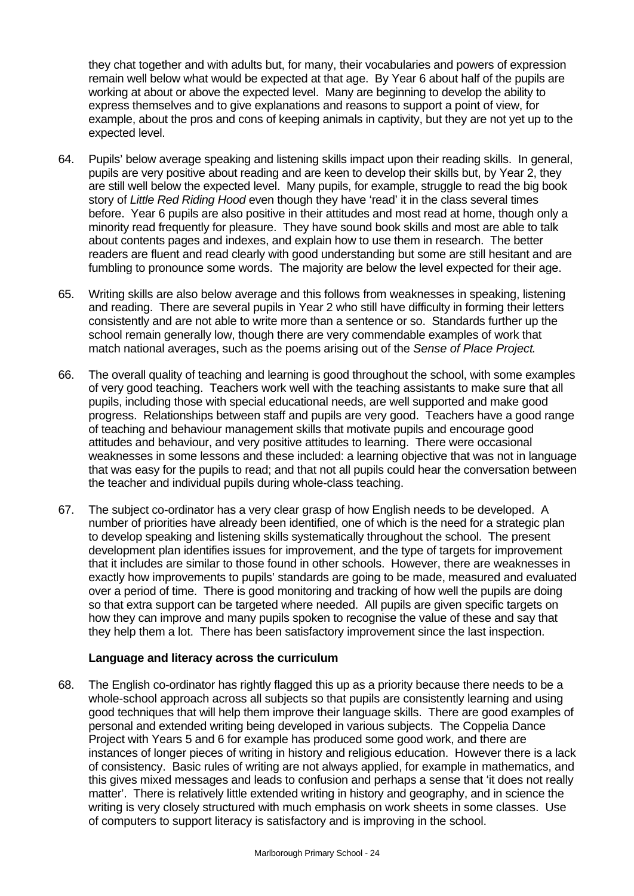they chat together and with adults but, for many, their vocabularies and powers of expression remain well below what would be expected at that age. By Year 6 about half of the pupils are working at about or above the expected level. Many are beginning to develop the ability to express themselves and to give explanations and reasons to support a point of view, for example, about the pros and cons of keeping animals in captivity, but they are not yet up to the expected level.

64. Pupils' below average speaking and listening skills impact upon their reading skills. In general, pupils are very positive about reading and are keen to develop their skills but, by Year 2, they are still well below the expected level. Many pupils, for example, struggle to read the big book story of *Little Red Riding Hood* even though they have 'read' it in the class several times before. Year 6 pupils are also positive in their attitudes and most read at home, though only a minority read frequently for pleasure. They have sound book skills and most are able to talk about contents pages and indexes, and explain how to use them in research. The better readers are fluent and read clearly with good understanding but some are still hesitant and are fumbling to pronounce some words. The majority are below the level expected for their age.

65. Writing skills are also below average and this follows from weaknesses in speaking, listening and reading. There are several pupils in Year 2 who still have difficulty in forming their letters consistently and are not able to write more than a sentence or so. Standards further up the school remain generally low, though there are very commendable examples of work that match national averages, such as the poems arising out of the *Sense of Place Project.*

66. The overall quality of teaching and learning is good throughout the school, with some examples of very good teaching. Teachers work well with the teaching assistants to make sure that all pupils, including those with special educational needs, are well supported and make good progress. Relationships between staff and pupils are very good. Teachers have a good range of teaching and behaviour management skills that motivate pupils and encourage good attitudes and behaviour, and very positive attitudes to learning. There were occasional weaknesses in some lessons and these included: a learning objective that was not in language that was easy for the pupils to read; and that not all pupils could hear the conversation between the teacher and individual pupils during whole-class teaching.

67. The subject co-ordinator has a very clear grasp of how English needs to be developed. A number of priorities have already been identified, one of which is the need for a strategic plan to develop speaking and listening skills systematically throughout the school. The present development plan identifies issues for improvement, and the type of targets for improvement that it includes are similar to those found in other schools. However, there are weaknesses in exactly how improvements to pupils' standards are going to be made, measured and evaluated over a period of time. There is good monitoring and tracking of how well the pupils are doing so that extra support can be targeted where needed. All pupils are given specific targets on how they can improve and many pupils spoken to recognise the value of these and say that they help them a lot. There has been satisfactory improvement since the last inspection.

**Language and literacy across the curriculum**

68. The English co-ordinator has rightly flagged this up as a priority because there needs to be a whole-school approach across all subjects so that pupils are consistently learning and using good techniques that will help them improve their language skills. There are good examples of personal and extended writing being developed in various subjects. The Coppelia Dance Project with Years 5 and 6 for example has produced some good work, and there are instances of longer pieces of writing in history and religious education. However there is a lack of consistency. Basic rules of writing are not always applied, for example in mathematics, and this gives mixed messages and leads to confusion and perhaps a sense that 'it does not really matter'. There is relatively little extended writing in history and geography, and in science the writing is very closely structured with much emphasis on work sheets in some classes. Use of computers to support literacy is satisfactory and is improving in the school.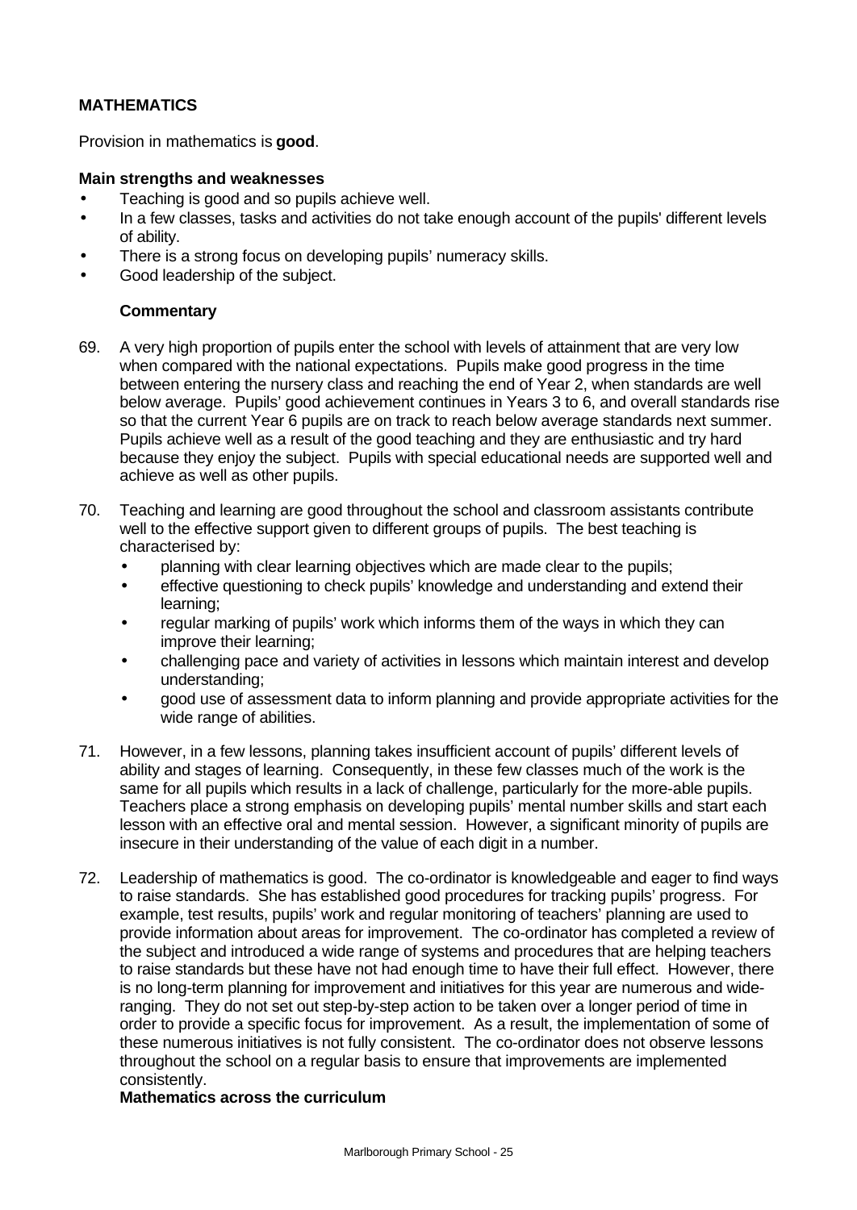## MATHEMATICS

Provision in mathematics is **good**.

**Main strengths and weaknesses**

- Teaching is good and so pupils achieve well.
- In a few classes, tasks and activities do not take enough account of the pupils' different levels of ability.
- There is a strong focus on developing pupils' numeracy skills.
- Good leadership of the subject.

### Commentary

69. A very high proportion of pupils enter the school with levels of attainment that are very low when compared with the national expectations. Pupils make good progress in the time between entering the nursery class and reaching the end of Year 2, when standards are well below average. Pupils' good achievement continues in Years 3 to 6, and overall standards rise so that the current Year 6 pupils are on track to reach below average standards next summer. Pupils achieve well as a result of the good teaching and they are enthusiastic and try hard because they enjoy the subject. Pupils with special educational needs are supported well and achieve as well as other pupils.

70. Teaching and learning are good throughout the school and classroom assistants contribute well to the effective support given to different groups of pupils. The best teaching is characterised by:
    - planning with clear learning objectives which are made clear to the pupils;
    - effective questioning to check pupils' knowledge and understanding and extend their learning;
    - regular marking of pupils' work which informs them of the ways in which they can improve their learning;
    - challenging pace and variety of activities in lessons which maintain interest and develop understanding;
    - good use of assessment data to inform planning and provide appropriate activities for the wide range of abilities.

71. However, in a few lessons, planning takes insufficient account of pupils' different levels of ability and stages of learning. Consequently, in these few classes much of the work is the same for all pupils which results in a lack of challenge, particularly for the more-able pupils. Teachers place a strong emphasis on developing pupils' mental number skills and start each lesson with an effective oral and mental session. However, a significant minority of pupils are insecure in their understanding of the value of each digit in a number.

72. Leadership of mathematics is good. The co-ordinator is knowledgeable and eager to find ways to raise standards. She has established good procedures for tracking pupils' progress. For example, test results, pupils' work and regular monitoring of teachers' planning are used to provide information about areas for improvement. The co-ordinator has completed a review of the subject and introduced a wide range of systems and procedures that are helping teachers to raise standards but these have not had enough time to have their full effect. However, there is no long-term planning for improvement and initiatives for this year are numerous and wide-ranging. They do not set out step-by-step action to be taken over a longer period of time in order to provide a specific focus for improvement. As a result, the implementation of some of these numerous initiatives is not fully consistent. The co-ordinator does not observe lessons throughout the school on a regular basis to ensure that improvements are implemented consistently.

### Mathematics across the curriculum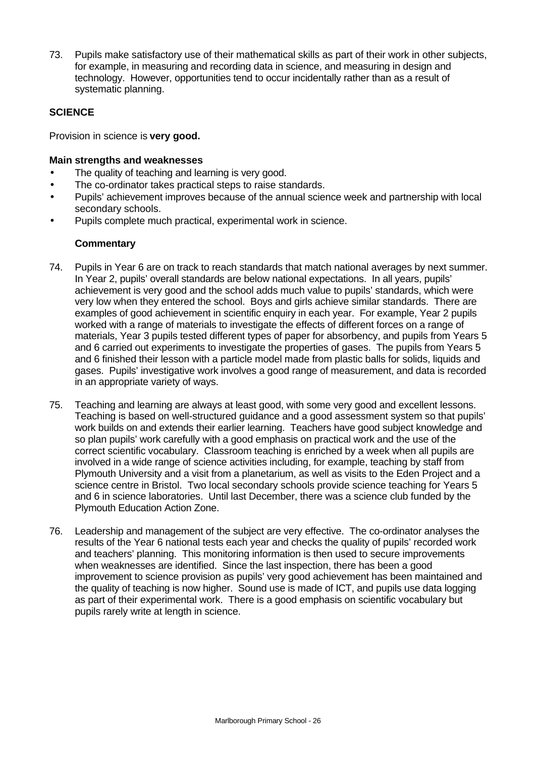73. Pupils make satisfactory use of their mathematical skills as part of their work in other subjects, for example, in measuring and recording data in science, and measuring in design and technology. However, opportunities tend to occur incidentally rather than as a result of systematic planning.

**SCIENCE**

Provision in science is **very good.**

**Main strengths and weaknesses**

- The quality of teaching and learning is very good.
- The co-ordinator takes practical steps to raise standards.
- Pupils' achievement improves because of the annual science week and partnership with local secondary schools.
- Pupils complete much practical, experimental work in science.

**Commentary**

74. Pupils in Year 6 are on track to reach standards that match national averages by next summer. In Year 2, pupils' overall standards are below national expectations. In all years, pupils' achievement is very good and the school adds much value to pupils' standards, which were very low when they entered the school. Boys and girls achieve similar standards. There are examples of good achievement in scientific enquiry in each year. For example, Year 2 pupils worked with a range of materials to investigate the effects of different forces on a range of materials, Year 3 pupils tested different types of paper for absorbency, and pupils from Years 5 and 6 carried out experiments to investigate the properties of gases. The pupils from Years 5 and 6 finished their lesson with a particle model made from plastic balls for solids, liquids and gases. Pupils' investigative work involves a good range of measurement, and data is recorded in an appropriate variety of ways.

75. Teaching and learning are always at least good, with some very good and excellent lessons. Teaching is based on well-structured guidance and a good assessment system so that pupils' work builds on and extends their earlier learning. Teachers have good subject knowledge and so plan pupils' work carefully with a good emphasis on practical work and the use of the correct scientific vocabulary. Classroom teaching is enriched by a week when all pupils are involved in a wide range of science activities including, for example, teaching by staff from Plymouth University and a visit from a planetarium, as well as visits to the Eden Project and a science centre in Bristol. Two local secondary schools provide science teaching for Years 5 and 6 in science laboratories. Until last December, there was a science club funded by the Plymouth Education Action Zone.

76. Leadership and management of the subject are very effective. The co-ordinator analyses the results of the Year 6 national tests each year and checks the quality of pupils' recorded work and teachers' planning. This monitoring information is then used to secure improvements when weaknesses are identified. Since the last inspection, there has been a good improvement to science provision as pupils' very good achievement has been maintained and the quality of teaching is now higher. Sound use is made of ICT, and pupils use data logging as part of their experimental work. There is a good emphasis on scientific vocabulary but pupils rarely write at length in science.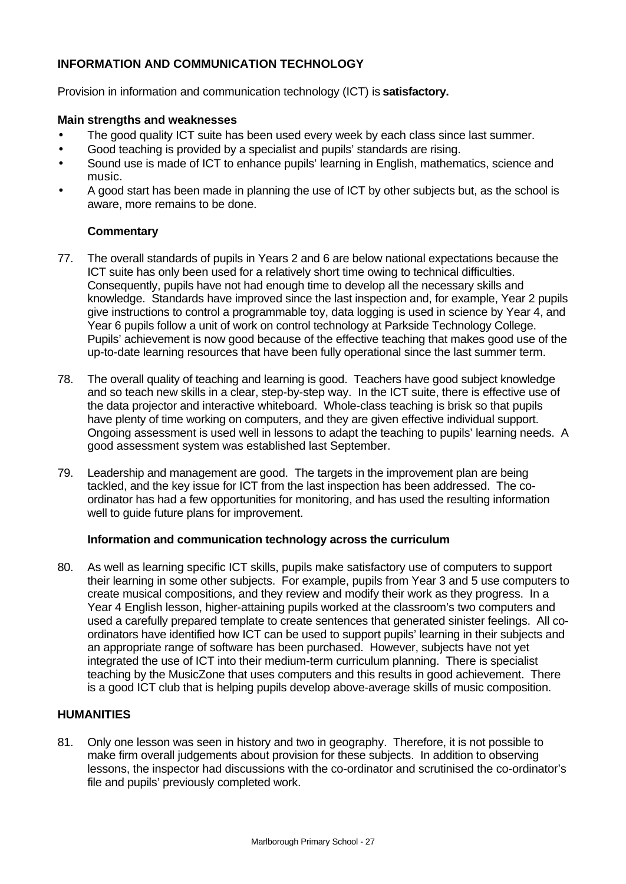## INFORMATION AND COMMUNICATION TECHNOLOGY

Provision in information and communication technology (ICT) is **satisfactory.**

### Main strengths and weaknesses

- The good quality ICT suite has been used every week by each class since last summer.
- Good teaching is provided by a specialist and pupils' standards are rising.
- Sound use is made of ICT to enhance pupils' learning in English, mathematics, science and music.
- A good start has been made in planning the use of ICT by other subjects but, as the school is aware, more remains to be done.

### Commentary

77. The overall standards of pupils in Years 2 and 6 are below national expectations because the ICT suite has only been used for a relatively short time owing to technical difficulties. Consequently, pupils have not had enough time to develop all the necessary skills and knowledge. Standards have improved since the last inspection and, for example, Year 2 pupils give instructions to control a programmable toy, data logging is used in science by Year 4, and Year 6 pupils follow a unit of work on control technology at Parkside Technology College. Pupils' achievement is now good because of the effective teaching that makes good use of the up-to-date learning resources that have been fully operational since the last summer term.

78. The overall quality of teaching and learning is good. Teachers have good subject knowledge and so teach new skills in a clear, step-by-step way. In the ICT suite, there is effective use of the data projector and interactive whiteboard. Whole-class teaching is brisk so that pupils have plenty of time working on computers, and they are given effective individual support. Ongoing assessment is used well in lessons to adapt the teaching to pupils' learning needs. A good assessment system was established last September.

79. Leadership and management are good. The targets in the improvement plan are being tackled, and the key issue for ICT from the last inspection has been addressed. The co-ordinator has had a few opportunities for monitoring, and has used the resulting information well to guide future plans for improvement.

### Information and communication technology across the curriculum

80. As well as learning specific ICT skills, pupils make satisfactory use of computers to support their learning in some other subjects. For example, pupils from Year 3 and 5 use computers to create musical compositions, and they review and modify their work as they progress. In a Year 4 English lesson, higher-attaining pupils worked at the classroom's two computers and used a carefully prepared template to create sentences that generated sinister feelings. All co-ordinators have identified how ICT can be used to support pupils' learning in their subjects and an appropriate range of software has been purchased. However, subjects have not yet integrated the use of ICT into their medium-term curriculum planning. There is specialist teaching by the MusicZone that uses computers and this results in good achievement. There is a good ICT club that is helping pupils develop above-average skills of music composition.

## HUMANITIES

81. Only one lesson was seen in history and two in geography. Therefore, it is not possible to make firm overall judgements about provision for these subjects. In addition to observing lessons, the inspector had discussions with the co-ordinator and scrutinised the co-ordinator's file and pupils' previously completed work.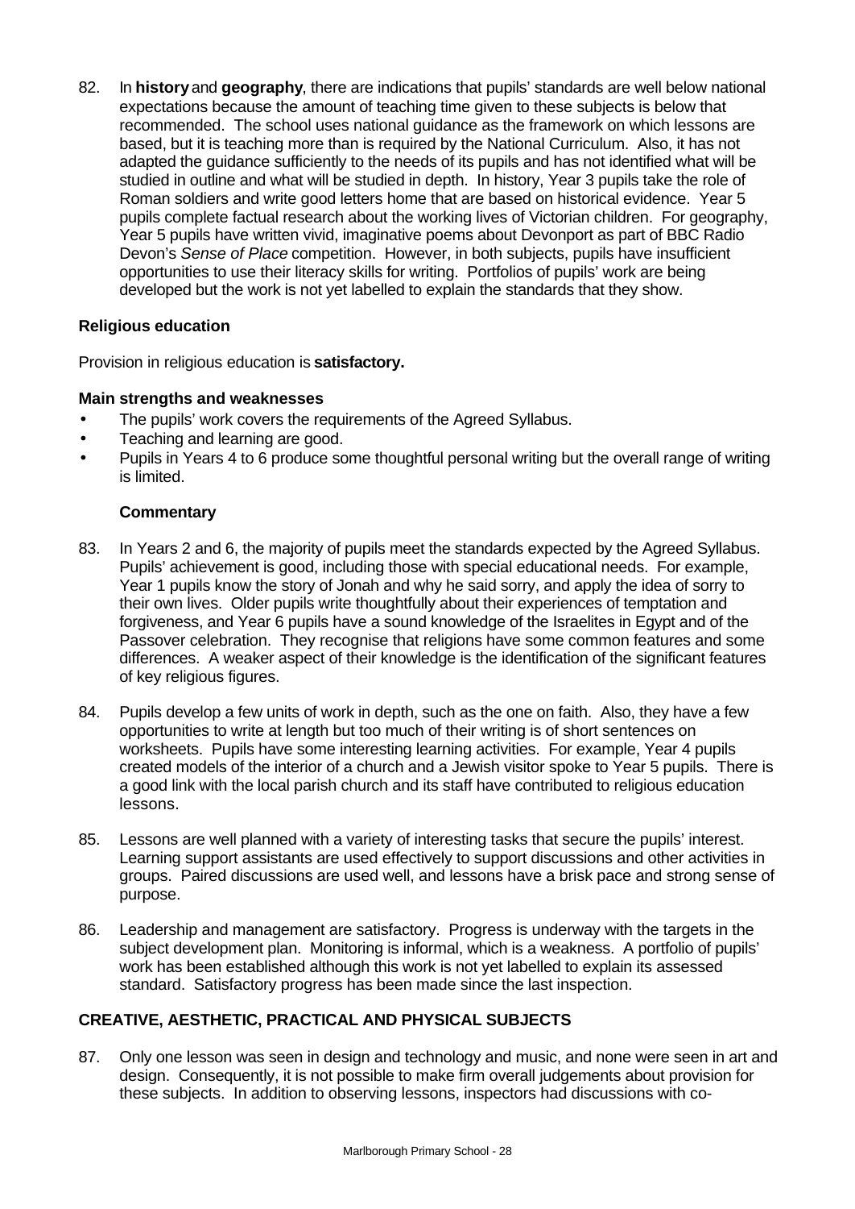82. In **history** and **geography**, there are indications that pupils' standards are well below national expectations because the amount of teaching time given to these subjects is below that recommended. The school uses national guidance as the framework on which lessons are based, but it is teaching more than is required by the National Curriculum. Also, it has not adapted the guidance sufficiently to the needs of its pupils and has not identified what will be studied in outline and what will be studied in depth. In history, Year 3 pupils take the role of Roman soldiers and write good letters home that are based on historical evidence. Year 5 pupils complete factual research about the working lives of Victorian children. For geography, Year 5 pupils have written vivid, imaginative poems about Devonport as part of BBC Radio Devon's *Sense of Place* competition. However, in both subjects, pupils have insufficient opportunities to use their literacy skills for writing. Portfolios of pupils' work are being developed but the work is not yet labelled to explain the standards that they show.

### Religious education

Provision in religious education is **satisfactory.**

**Main strengths and weaknesses**

- The pupils' work covers the requirements of the Agreed Syllabus.
- Teaching and learning are good.
- Pupils in Years 4 to 6 produce some thoughtful personal writing but the overall range of writing is limited.

**Commentary**

83. In Years 2 and 6, the majority of pupils meet the standards expected by the Agreed Syllabus. Pupils' achievement is good, including those with special educational needs. For example, Year 1 pupils know the story of Jonah and why he said sorry, and apply the idea of sorry to their own lives. Older pupils write thoughtfully about their experiences of temptation and forgiveness, and Year 6 pupils have a sound knowledge of the Israelites in Egypt and of the Passover celebration. They recognise that religions have some common features and some differences. A weaker aspect of their knowledge is the identification of the significant features of key religious figures.

84. Pupils develop a few units of work in depth, such as the one on faith. Also, they have a few opportunities to write at length but too much of their writing is of short sentences on worksheets. Pupils have some interesting learning activities. For example, Year 4 pupils created models of the interior of a church and a Jewish visitor spoke to Year 5 pupils. There is a good link with the local parish church and its staff have contributed to religious education lessons.

85. Lessons are well planned with a variety of interesting tasks that secure the pupils' interest. Learning support assistants are used effectively to support discussions and other activities in groups. Paired discussions are used well, and lessons have a brisk pace and strong sense of purpose.

86. Leadership and management are satisfactory. Progress is underway with the targets in the subject development plan. Monitoring is informal, which is a weakness. A portfolio of pupils' work has been established although this work is not yet labelled to explain its assessed standard. Satisfactory progress has been made since the last inspection.

## CREATIVE, AESTHETIC, PRACTICAL AND PHYSICAL SUBJECTS

87. Only one lesson was seen in design and technology and music, and none were seen in art and design. Consequently, it is not possible to make firm overall judgements about provision for these subjects. In addition to observing lessons, inspectors had discussions with co-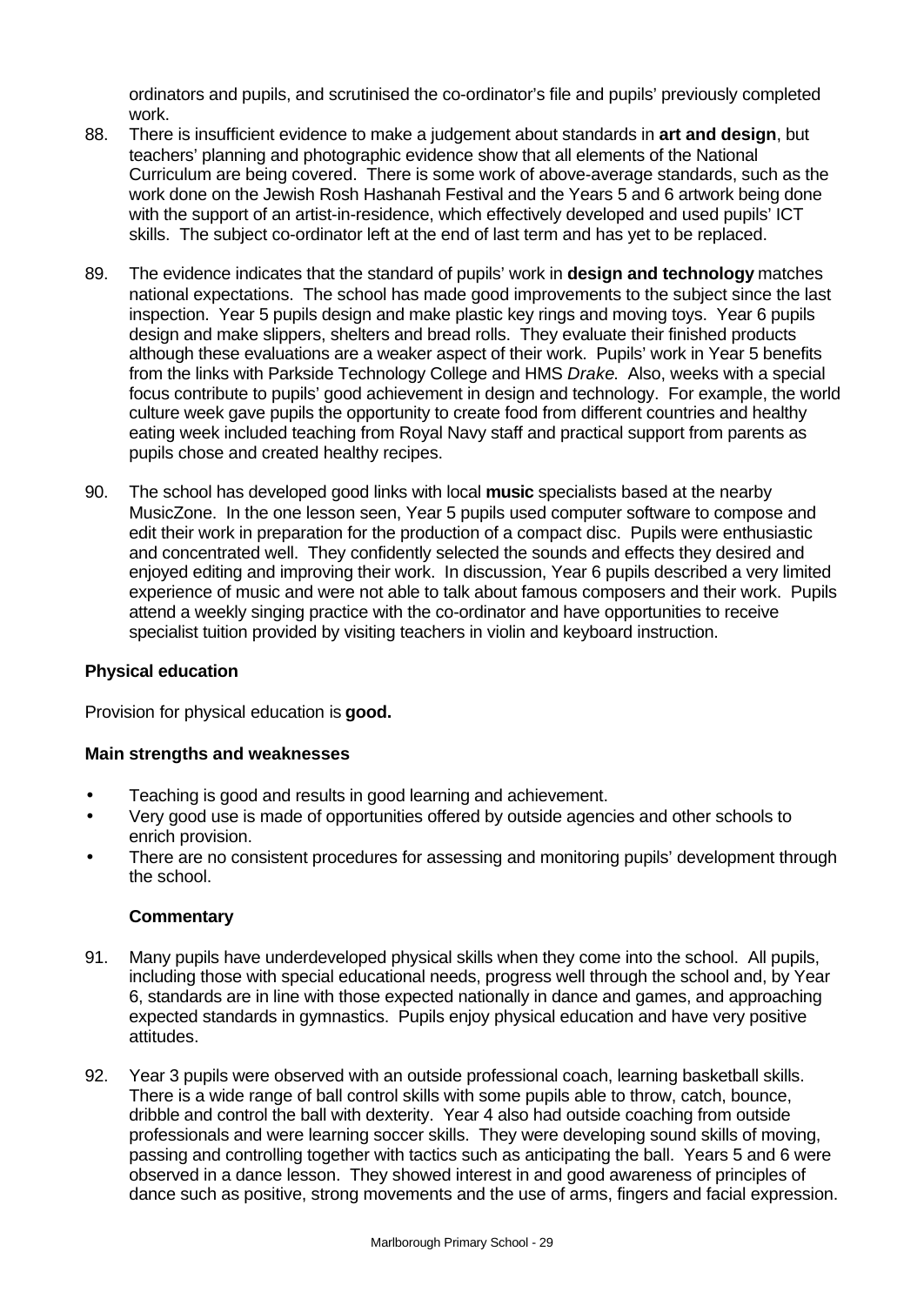ordinators and pupils, and scrutinised the co-ordinator's file and pupils' previously completed work.

88. There is insufficient evidence to make a judgement about standards in **art and design**, but teachers' planning and photographic evidence show that all elements of the National Curriculum are being covered. There is some work of above-average standards, such as the work done on the Jewish Rosh Hashanah Festival and the Years 5 and 6 artwork being done with the support of an artist-in-residence, which effectively developed and used pupils' ICT skills. The subject co-ordinator left at the end of last term and has yet to be replaced.

89. The evidence indicates that the standard of pupils' work in **design and technology** matches national expectations. The school has made good improvements to the subject since the last inspection. Year 5 pupils design and make plastic key rings and moving toys. Year 6 pupils design and make slippers, shelters and bread rolls. They evaluate their finished products although these evaluations are a weaker aspect of their work. Pupils' work in Year 5 benefits from the links with Parkside Technology College and HMS *Drake*. Also, weeks with a special focus contribute to pupils' good achievement in design and technology. For example, the world culture week gave pupils the opportunity to create food from different countries and healthy eating week included teaching from Royal Navy staff and practical support from parents as pupils chose and created healthy recipes.

90. The school has developed good links with local **music** specialists based at the nearby MusicZone. In the one lesson seen, Year 5 pupils used computer software to compose and edit their work in preparation for the production of a compact disc. Pupils were enthusiastic and concentrated well. They confidently selected the sounds and effects they desired and enjoyed editing and improving their work. In discussion, Year 6 pupils described a very limited experience of music and were not able to talk about famous composers and their work. Pupils attend a weekly singing practice with the co-ordinator and have opportunities to receive specialist tuition provided by visiting teachers in violin and keyboard instruction.

### Physical education

Provision for physical education is **good.**

#### Main strengths and weaknesses

- Teaching is good and results in good learning and achievement.
- Very good use is made of opportunities offered by outside agencies and other schools to enrich provision.
- There are no consistent procedures for assessing and monitoring pupils' development through the school.

#### Commentary

91. Many pupils have underdeveloped physical skills when they come into the school. All pupils, including those with special educational needs, progress well through the school and, by Year 6, standards are in line with those expected nationally in dance and games, and approaching expected standards in gymnastics. Pupils enjoy physical education and have very positive attitudes.

92. Year 3 pupils were observed with an outside professional coach, learning basketball skills. There is a wide range of ball control skills with some pupils able to throw, catch, bounce, dribble and control the ball with dexterity. Year 4 also had outside coaching from outside professionals and were learning soccer skills. They were developing sound skills of moving, passing and controlling together with tactics such as anticipating the ball. Years 5 and 6 were observed in a dance lesson. They showed interest in and good awareness of principles of dance such as positive, strong movements and the use of arms, fingers and facial expression.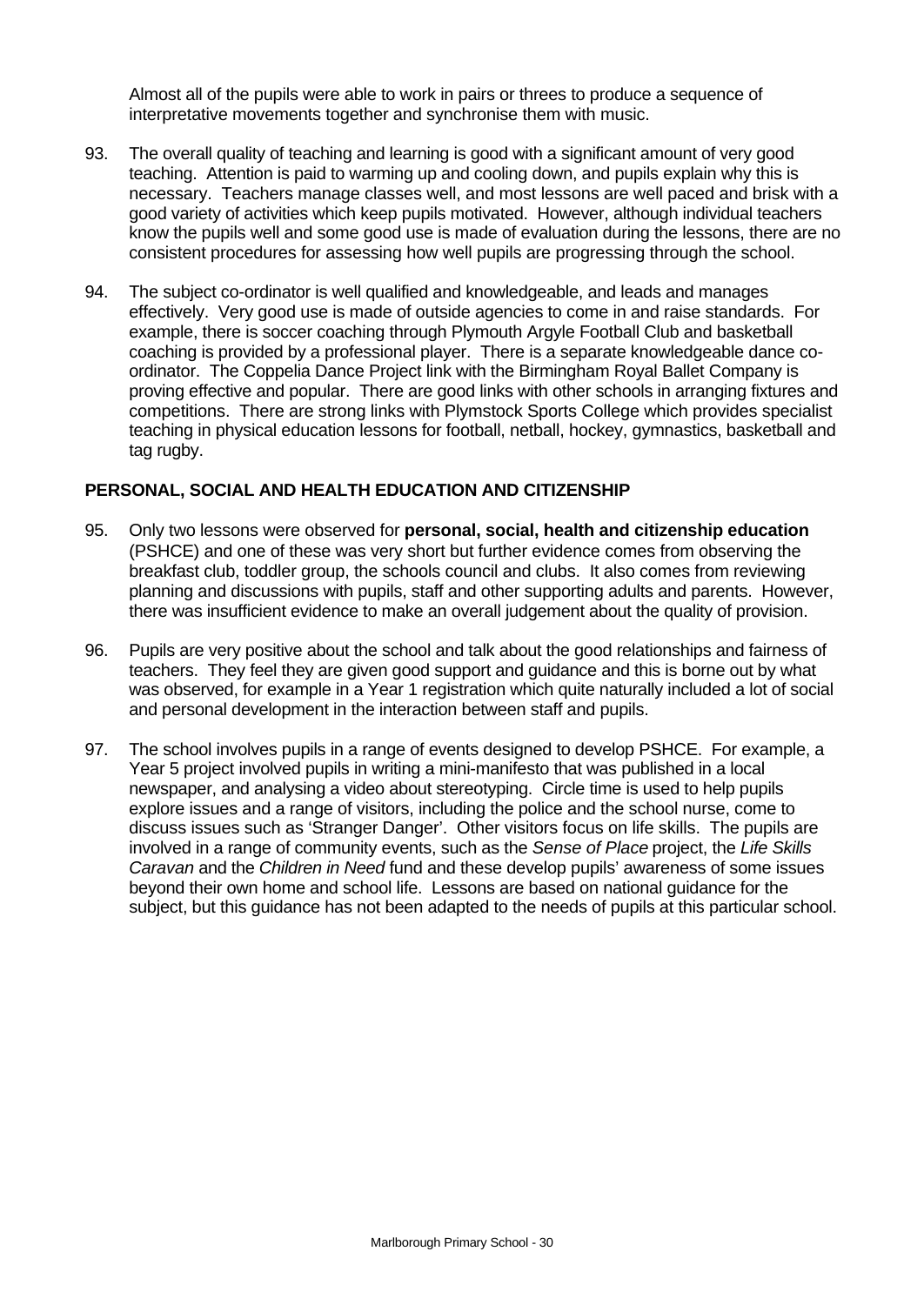Almost all of the pupils were able to work in pairs or threes to produce a sequence of interpretative movements together and synchronise them with music.

93. The overall quality of teaching and learning is good with a significant amount of very good teaching. Attention is paid to warming up and cooling down, and pupils explain why this is necessary. Teachers manage classes well, and most lessons are well paced and brisk with a good variety of activities which keep pupils motivated. However, although individual teachers know the pupils well and some good use is made of evaluation during the lessons, there are no consistent procedures for assessing how well pupils are progressing through the school.

94. The subject co-ordinator is well qualified and knowledgeable, and leads and manages effectively. Very good use is made of outside agencies to come in and raise standards. For example, there is soccer coaching through Plymouth Argyle Football Club and basketball coaching is provided by a professional player. There is a separate knowledgeable dance co-ordinator. The Coppelia Dance Project link with the Birmingham Royal Ballet Company is proving effective and popular. There are good links with other schools in arranging fixtures and competitions. There are strong links with Plymstock Sports College which provides specialist teaching in physical education lessons for football, netball, hockey, gymnastics, basketball and tag rugby.

## PERSONAL, SOCIAL AND HEALTH EDUCATION AND CITIZENSHIP

95. Only two lessons were observed for **personal, social, health and citizenship education** (PSHCE) and one of these was very short but further evidence comes from observing the breakfast club, toddler group, the schools council and clubs. It also comes from reviewing planning and discussions with pupils, staff and other supporting adults and parents. However, there was insufficient evidence to make an overall judgement about the quality of provision.

96. Pupils are very positive about the school and talk about the good relationships and fairness of teachers. They feel they are given good support and guidance and this is borne out by what was observed, for example in a Year 1 registration which quite naturally included a lot of social and personal development in the interaction between staff and pupils.

97. The school involves pupils in a range of events designed to develop PSHCE. For example, a Year 5 project involved pupils in writing a mini-manifesto that was published in a local newspaper, and analysing a video about stereotyping. Circle time is used to help pupils explore issues and a range of visitors, including the police and the school nurse, come to discuss issues such as 'Stranger Danger'. Other visitors focus on life skills. The pupils are involved in a range of community events, such as the *Sense of Place* project, the *Life Skills Caravan* and the *Children in Need* fund and these develop pupils' awareness of some issues beyond their own home and school life. Lessons are based on national guidance for the subject, but this guidance has not been adapted to the needs of pupils at this particular school.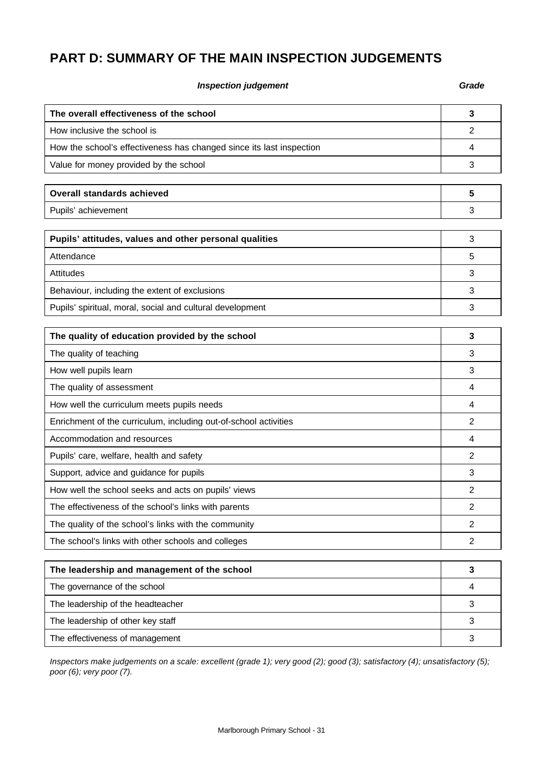# PART D: SUMMARY OF THE MAIN INSPECTION JUDGEMENTS

| ***Inspection judgement*** | ***Grade*** |
|---|---|
| **The overall effectiveness of the school** | **3** |
| How inclusive the school is | 2 |
| How the school's effectiveness has changed since its last inspection | 4 |
| Value for money provided by the school | 3 |
| **Overall standards achieved** | **5** |
| Pupils' achievement | 3 |
| **Pupils' attitudes, values and other personal qualities** | 3 |
| Attendance | 5 |
| Attitudes | 3 |
| Behaviour, including the extent of exclusions | 3 |
| Pupils' spiritual, moral, social and cultural development | 3 |
| **The quality of education provided by the school** | **3** |
| The quality of teaching | 3 |
| How well pupils learn | 3 |
| The quality of assessment | 4 |
| How well the curriculum meets pupils needs | 4 |
| Enrichment of the curriculum, including out-of-school activities | 2 |
| Accommodation and resources | 4 |
| Pupils' care, welfare, health and safety | 2 |
| Support, advice and guidance for pupils | 3 |
| How well the school seeks and acts on pupils' views | 2 |
| The effectiveness of the school's links with parents | 2 |
| The quality of the school's links with the community | 2 |
| The school's links with other schools and colleges | 2 |
| **The leadership and management of the school** | **3** |
| The governance of the school | 4 |
| The leadership of the headteacher | 3 |
| The leadership of other key staff | 3 |
| The effectiveness of management | 3 |

*Inspectors make judgements on a scale: excellent (grade 1); very good (2); good (3); satisfactory (4); unsatisfactory (5); poor (6); very poor (7).*